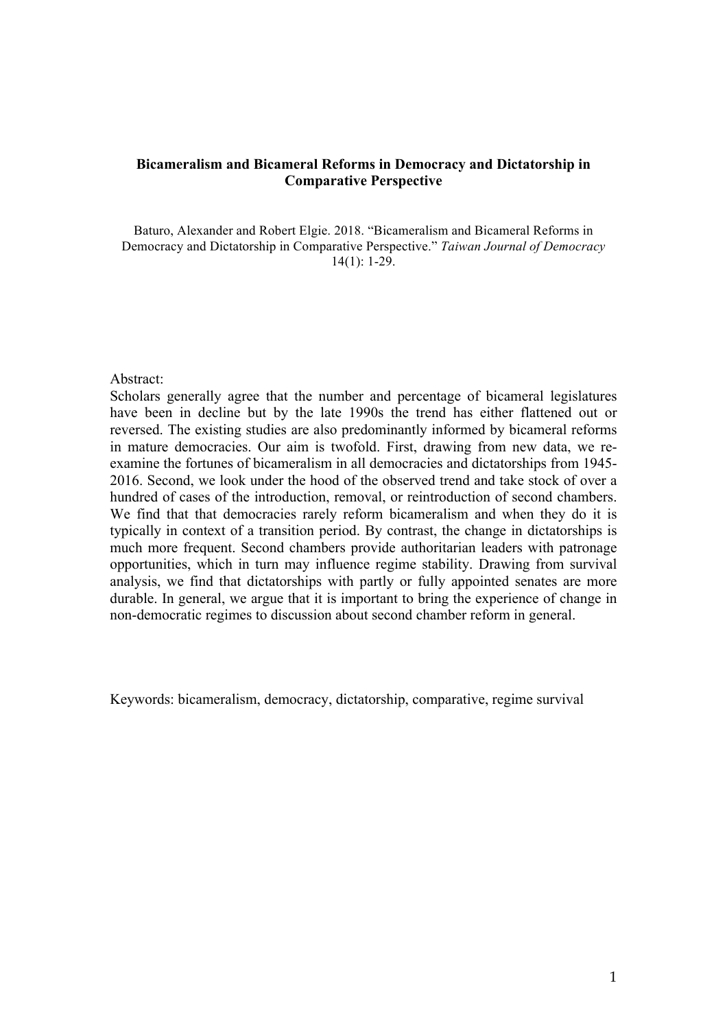# Bicameralism and Bicameral Reforms in Democracy and Dictatorship in Comparative Perspective

Baturo, Alexander and Robert Elgie. 2018. "Bicameralism and Bicameral Reforms in Democracy and Dictatorship in Comparative Perspective." *Taiwan Journal of Democracy* 14(1): 1-29.

Abstract:

Scholars generally agree that the number and percentage of bicameral legislatures have been in decline but by the late 1990s the trend has either flattened out or reversed. The existing studies are also predominantly informed by bicameral reforms in mature democracies. Our aim is twofold. First, drawing from new data, we re-examine the fortunes of bicameralism in all democracies and dictatorships from 1945-2016. Second, we look under the hood of the observed trend and take stock of over a hundred of cases of the introduction, removal, or reintroduction of second chambers. We find that that democracies rarely reform bicameralism and when they do it is typically in context of a transition period. By contrast, the change in dictatorships is much more frequent. Second chambers provide authoritarian leaders with patronage opportunities, which in turn may influence regime stability. Drawing from survival analysis, we find that dictatorships with partly or fully appointed senates are more durable. In general, we argue that it is important to bring the experience of change in non-democratic regimes to discussion about second chamber reform in general.

Keywords: bicameralism, democracy, dictatorship, comparative, regime survival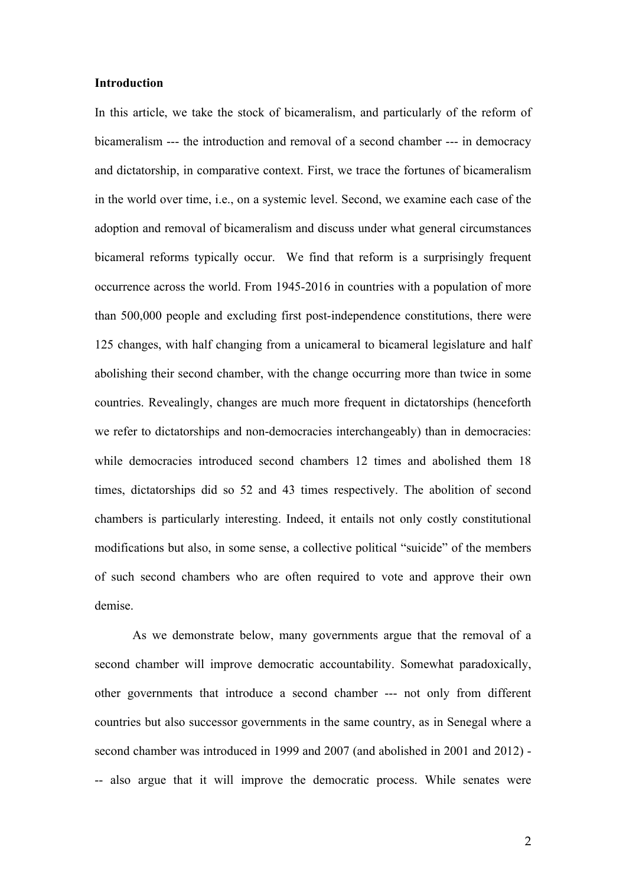**Introduction**

In this article, we take the stock of bicameralism, and particularly of the reform of bicameralism --- the introduction and removal of a second chamber --- in democracy and dictatorship, in comparative context. First, we trace the fortunes of bicameralism in the world over time, i.e., on a systemic level. Second, we examine each case of the adoption and removal of bicameralism and discuss under what general circumstances bicameral reforms typically occur. We find that reform is a surprisingly frequent occurrence across the world. From 1945-2016 in countries with a population of more than 500,000 people and excluding first post-independence constitutions, there were 125 changes, with half changing from a unicameral to bicameral legislature and half abolishing their second chamber, with the change occurring more than twice in some countries. Revealingly, changes are much more frequent in dictatorships (henceforth we refer to dictatorships and non-democracies interchangeably) than in democracies: while democracies introduced second chambers 12 times and abolished them 18 times, dictatorships did so 52 and 43 times respectively. The abolition of second chambers is particularly interesting. Indeed, it entails not only costly constitutional modifications but also, in some sense, a collective political "suicide" of the members of such second chambers who are often required to vote and approve their own demise.

As we demonstrate below, many governments argue that the removal of a second chamber will improve democratic accountability. Somewhat paradoxically, other governments that introduce a second chamber --- not only from different countries but also successor governments in the same country, as in Senegal where a second chamber was introduced in 1999 and 2007 (and abolished in 2001 and 2012) --- also argue that it will improve the democratic process. While senates were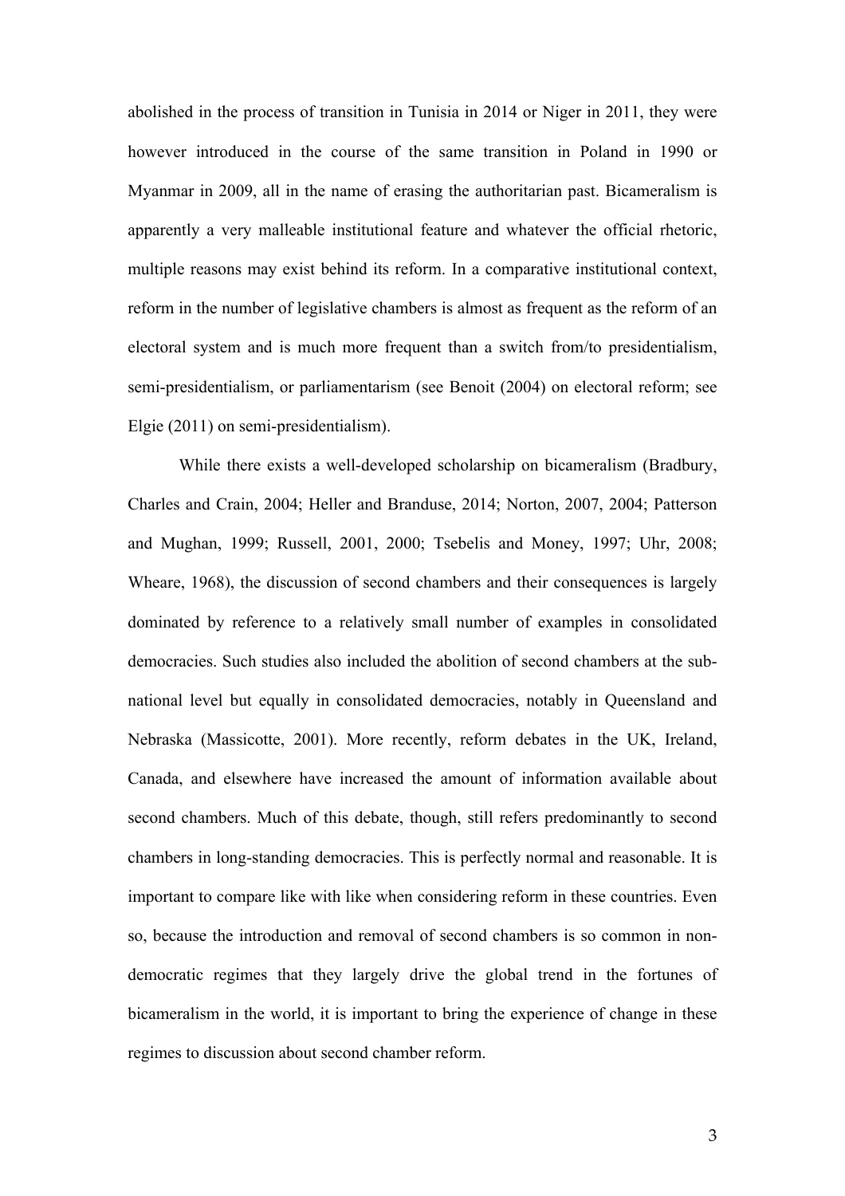abolished in the process of transition in Tunisia in 2014 or Niger in 2011, they were however introduced in the course of the same transition in Poland in 1990 or Myanmar in 2009, all in the name of erasing the authoritarian past. Bicameralism is apparently a very malleable institutional feature and whatever the official rhetoric, multiple reasons may exist behind its reform. In a comparative institutional context, reform in the number of legislative chambers is almost as frequent as the reform of an electoral system and is much more frequent than a switch from/to presidentialism, semi-presidentialism, or parliamentarism (see Benoit (2004) on electoral reform; see Elgie (2011) on semi-presidentialism).

While there exists a well-developed scholarship on bicameralism (Bradbury, Charles and Crain, 2004; Heller and Branduse, 2014; Norton, 2007, 2004; Patterson and Mughan, 1999; Russell, 2001, 2000; Tsebelis and Money, 1997; Uhr, 2008; Wheare, 1968), the discussion of second chambers and their consequences is largely dominated by reference to a relatively small number of examples in consolidated democracies. Such studies also included the abolition of second chambers at the sub-national level but equally in consolidated democracies, notably in Queensland and Nebraska (Massicotte, 2001). More recently, reform debates in the UK, Ireland, Canada, and elsewhere have increased the amount of information available about second chambers. Much of this debate, though, still refers predominantly to second chambers in long-standing democracies. This is perfectly normal and reasonable. It is important to compare like with like when considering reform in these countries. Even so, because the introduction and removal of second chambers is so common in non-democratic regimes that they largely drive the global trend in the fortunes of bicameralism in the world, it is important to bring the experience of change in these regimes to discussion about second chamber reform.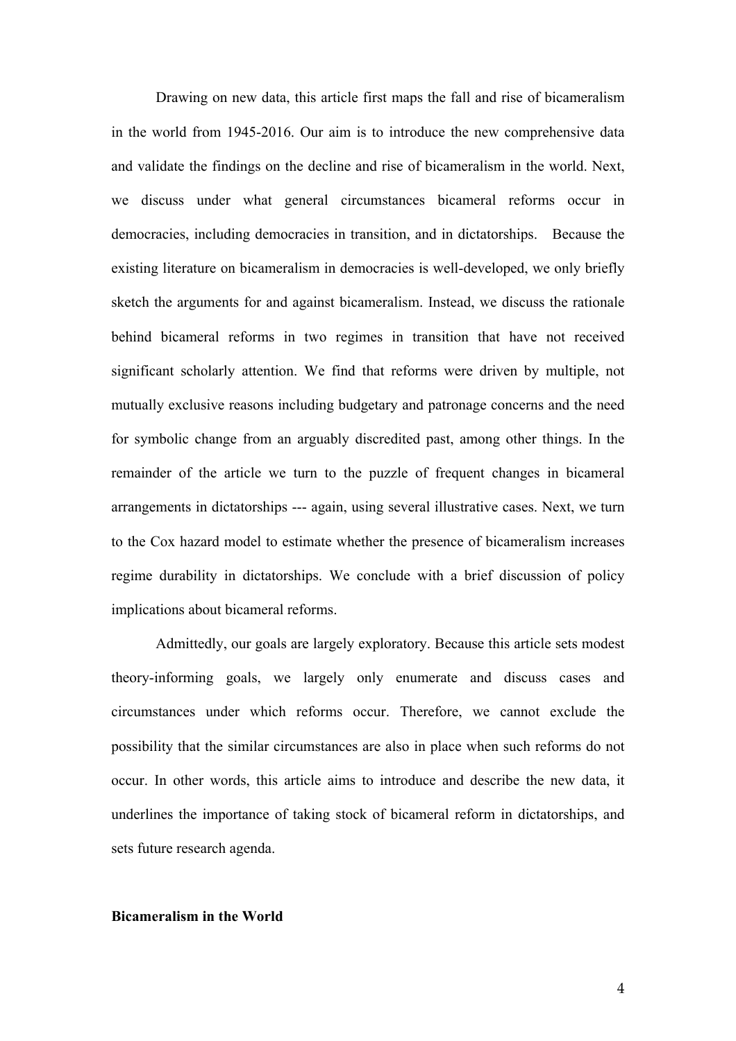Drawing on new data, this article first maps the fall and rise of bicameralism in the world from 1945-2016. Our aim is to introduce the new comprehensive data and validate the findings on the decline and rise of bicameralism in the world. Next, we discuss under what general circumstances bicameral reforms occur in democracies, including democracies in transition, and in dictatorships. Because the existing literature on bicameralism in democracies is well-developed, we only briefly sketch the arguments for and against bicameralism. Instead, we discuss the rationale behind bicameral reforms in two regimes in transition that have not received significant scholarly attention. We find that reforms were driven by multiple, not mutually exclusive reasons including budgetary and patronage concerns and the need for symbolic change from an arguably discredited past, among other things. In the remainder of the article we turn to the puzzle of frequent changes in bicameral arrangements in dictatorships --- again, using several illustrative cases. Next, we turn to the Cox hazard model to estimate whether the presence of bicameralism increases regime durability in dictatorships. We conclude with a brief discussion of policy implications about bicameral reforms.

Admittedly, our goals are largely exploratory. Because this article sets modest theory-informing goals, we largely only enumerate and discuss cases and circumstances under which reforms occur. Therefore, we cannot exclude the possibility that the similar circumstances are also in place when such reforms do not occur. In other words, this article aims to introduce and describe the new data, it underlines the importance of taking stock of bicameral reform in dictatorships, and sets future research agenda.

**Bicameralism in the World**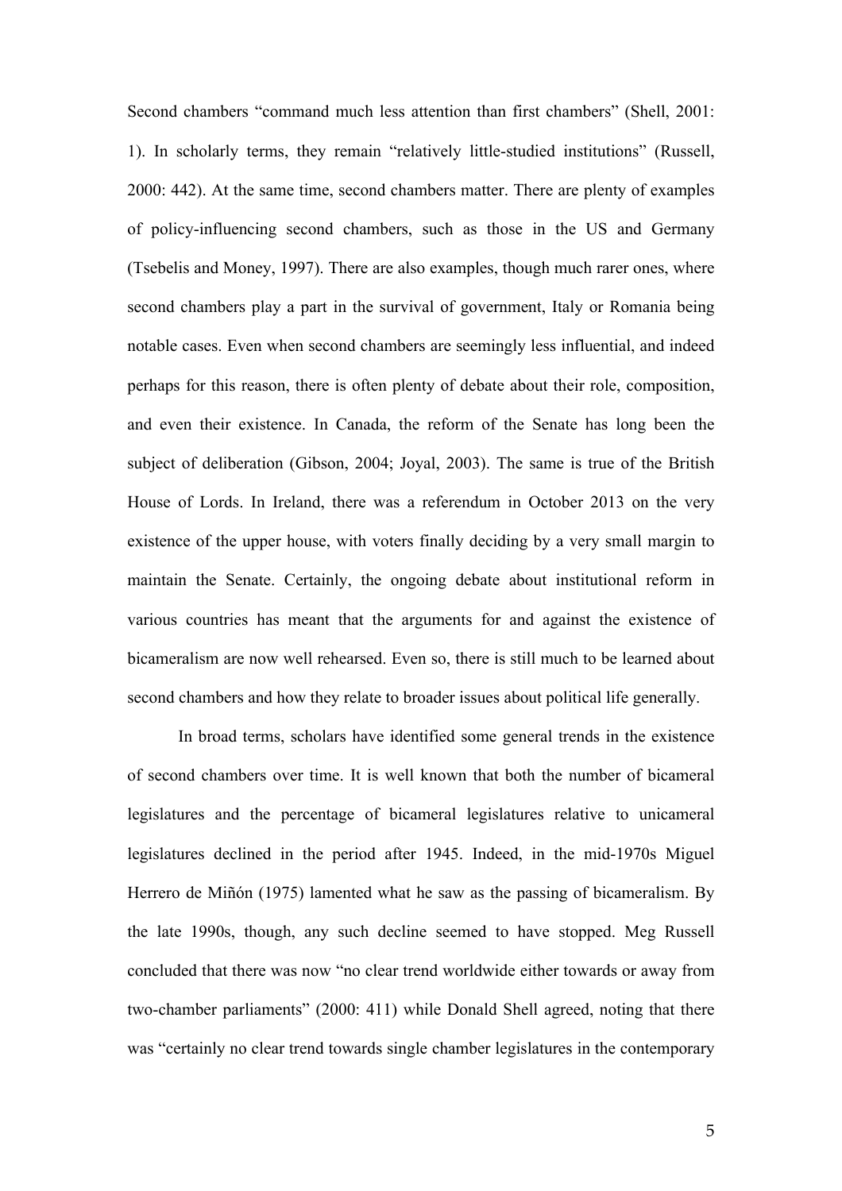Second chambers "command much less attention than first chambers" (Shell, 2001: 1). In scholarly terms, they remain "relatively little-studied institutions" (Russell, 2000: 442). At the same time, second chambers matter. There are plenty of examples of policy-influencing second chambers, such as those in the US and Germany (Tsebelis and Money, 1997). There are also examples, though much rarer ones, where second chambers play a part in the survival of government, Italy or Romania being notable cases. Even when second chambers are seemingly less influential, and indeed perhaps for this reason, there is often plenty of debate about their role, composition, and even their existence. In Canada, the reform of the Senate has long been the subject of deliberation (Gibson, 2004; Joyal, 2003). The same is true of the British House of Lords. In Ireland, there was a referendum in October 2013 on the very existence of the upper house, with voters finally deciding by a very small margin to maintain the Senate. Certainly, the ongoing debate about institutional reform in various countries has meant that the arguments for and against the existence of bicameralism are now well rehearsed. Even so, there is still much to be learned about second chambers and how they relate to broader issues about political life generally.

In broad terms, scholars have identified some general trends in the existence of second chambers over time. It is well known that both the number of bicameral legislatures and the percentage of bicameral legislatures relative to unicameral legislatures declined in the period after 1945. Indeed, in the mid-1970s Miguel Herrero de Miñón (1975) lamented what he saw as the passing of bicameralism. By the late 1990s, though, any such decline seemed to have stopped. Meg Russell concluded that there was now "no clear trend worldwide either towards or away from two-chamber parliaments" (2000: 411) while Donald Shell agreed, noting that there was "certainly no clear trend towards single chamber legislatures in the contemporary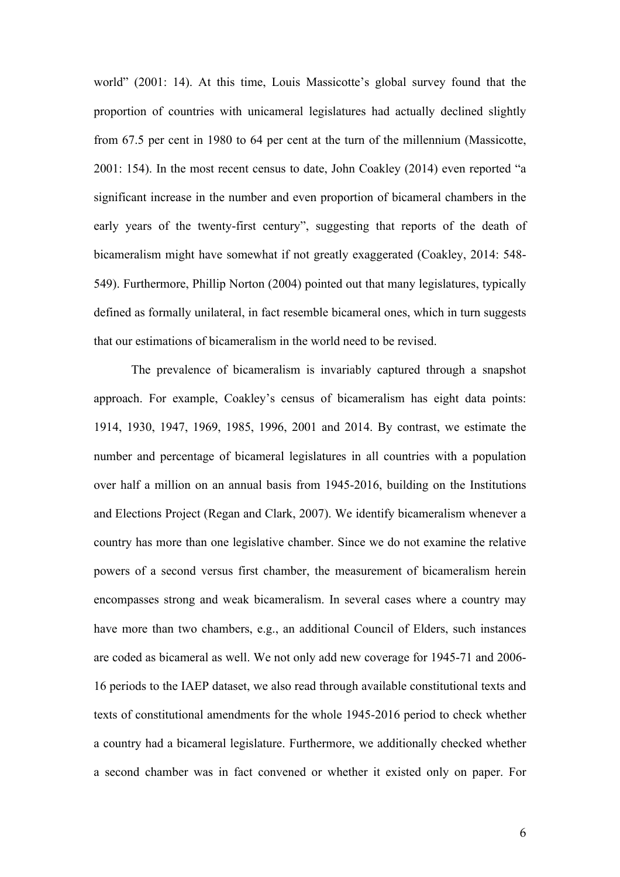world" (2001: 14). At this time, Louis Massicotte's global survey found that the proportion of countries with unicameral legislatures had actually declined slightly from 67.5 per cent in 1980 to 64 per cent at the turn of the millennium (Massicotte, 2001: 154). In the most recent census to date, John Coakley (2014) even reported "a significant increase in the number and even proportion of bicameral chambers in the early years of the twenty-first century", suggesting that reports of the death of bicameralism might have somewhat if not greatly exaggerated (Coakley, 2014: 548-549). Furthermore, Phillip Norton (2004) pointed out that many legislatures, typically defined as formally unilateral, in fact resemble bicameral ones, which in turn suggests that our estimations of bicameralism in the world need to be revised.

The prevalence of bicameralism is invariably captured through a snapshot approach. For example, Coakley's census of bicameralism has eight data points: 1914, 1930, 1947, 1969, 1985, 1996, 2001 and 2014. By contrast, we estimate the number and percentage of bicameral legislatures in all countries with a population over half a million on an annual basis from 1945-2016, building on the Institutions and Elections Project (Regan and Clark, 2007). We identify bicameralism whenever a country has more than one legislative chamber. Since we do not examine the relative powers of a second versus first chamber, the measurement of bicameralism herein encompasses strong and weak bicameralism. In several cases where a country may have more than two chambers, e.g., an additional Council of Elders, such instances are coded as bicameral as well. We not only add new coverage for 1945-71 and 2006-16 periods to the IAEP dataset, we also read through available constitutional texts and texts of constitutional amendments for the whole 1945-2016 period to check whether a country had a bicameral legislature. Furthermore, we additionally checked whether a second chamber was in fact convened or whether it existed only on paper. For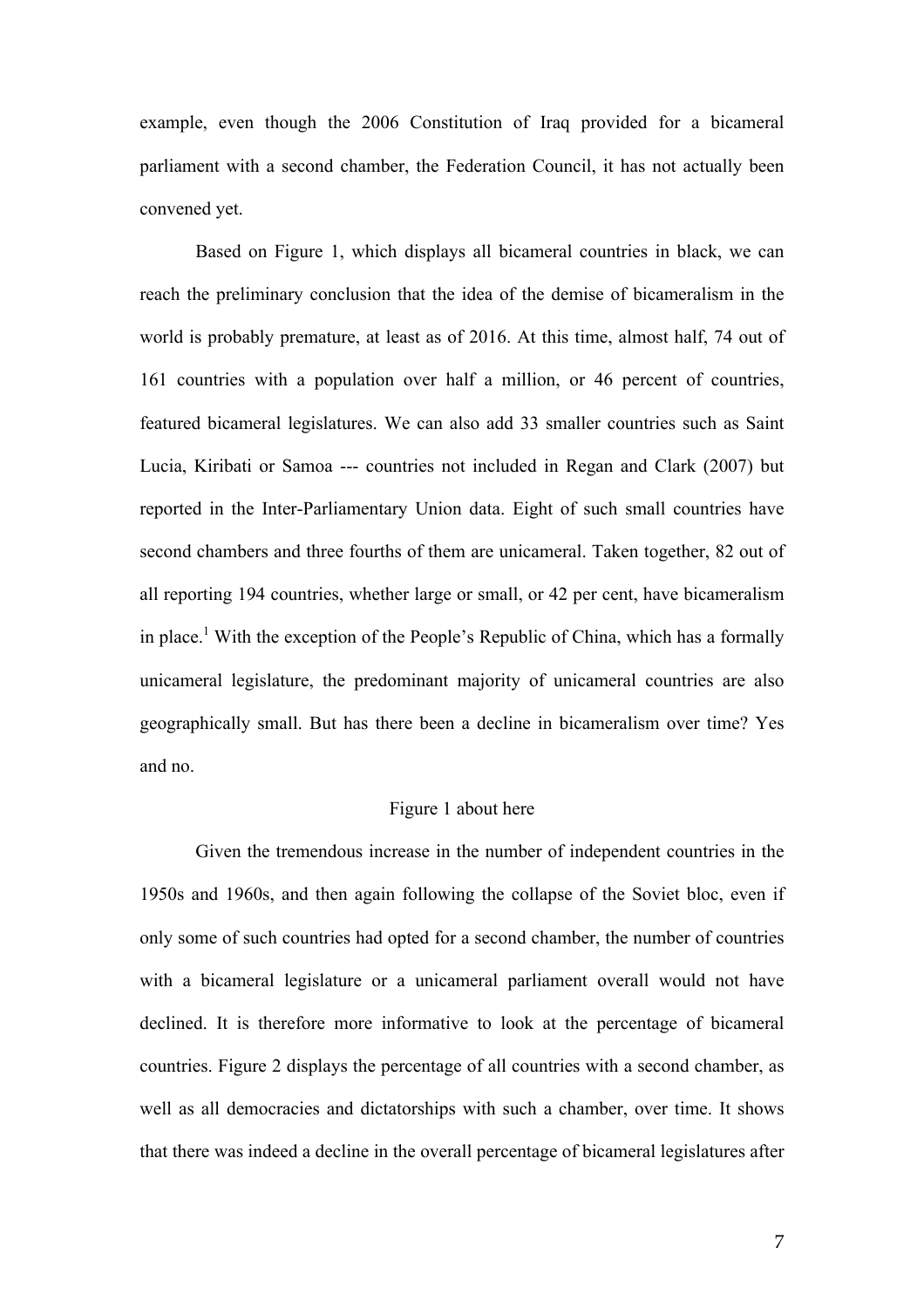example, even though the 2006 Constitution of Iraq provided for a bicameral parliament with a second chamber, the Federation Council, it has not actually been convened yet.

Based on Figure 1, which displays all bicameral countries in black, we can reach the preliminary conclusion that the idea of the demise of bicameralism in the world is probably premature, at least as of 2016. At this time, almost half, 74 out of 161 countries with a population over half a million, or 46 percent of countries, featured bicameral legislatures. We can also add 33 smaller countries such as Saint Lucia, Kiribati or Samoa --- countries not included in Regan and Clark (2007) but reported in the Inter-Parliamentary Union data. Eight of such small countries have second chambers and three fourths of them are unicameral. Taken together, 82 out of all reporting 194 countries, whether large or small, or 42 per cent, have bicameralism in place.[1] With the exception of the People's Republic of China, which has a formally unicameral legislature, the predominant majority of unicameral countries are also geographically small. But has there been a decline in bicameralism over time? Yes and no.

Figure 1 about here

Given the tremendous increase in the number of independent countries in the 1950s and 1960s, and then again following the collapse of the Soviet bloc, even if only some of such countries had opted for a second chamber, the number of countries with a bicameral legislature or a unicameral parliament overall would not have declined. It is therefore more informative to look at the percentage of bicameral countries. Figure 2 displays the percentage of all countries with a second chamber, as well as all democracies and dictatorships with such a chamber, over time. It shows that there was indeed a decline in the overall percentage of bicameral legislatures after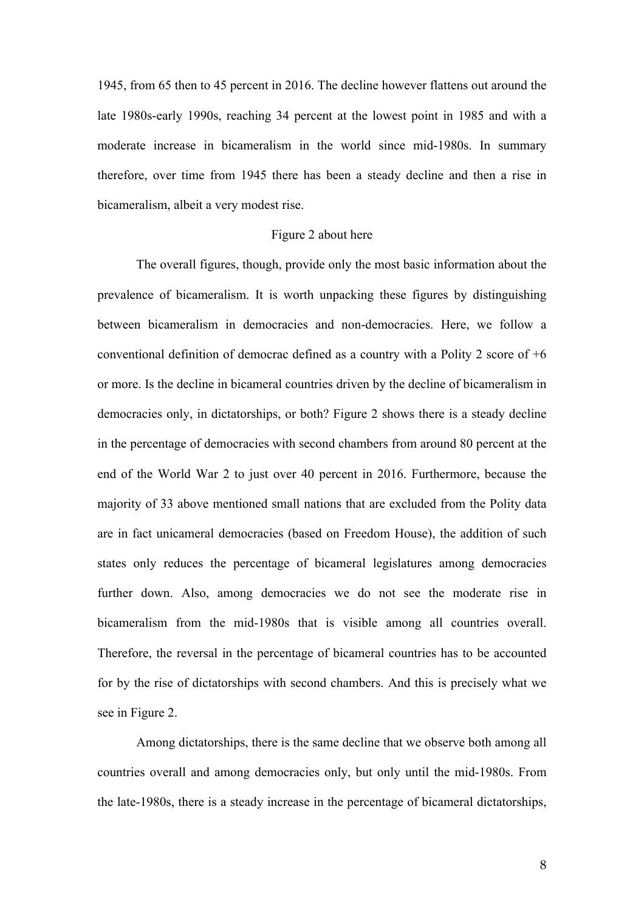1945, from 65 then to 45 percent in 2016. The decline however flattens out around the late 1980s-early 1990s, reaching 34 percent at the lowest point in 1985 and with a moderate increase in bicameralism in the world since mid-1980s. In summary therefore, over time from 1945 there has been a steady decline and then a rise in bicameralism, albeit a very modest rise.

Figure 2 about here

The overall figures, though, provide only the most basic information about the prevalence of bicameralism. It is worth unpacking these figures by distinguishing between bicameralism in democracies and non-democracies. Here, we follow a conventional definition of democrac defined as a country with a Polity 2 score of +6 or more. Is the decline in bicameral countries driven by the decline of bicameralism in democracies only, in dictatorships, or both? Figure 2 shows there is a steady decline in the percentage of democracies with second chambers from around 80 percent at the end of the World War 2 to just over 40 percent in 2016. Furthermore, because the majority of 33 above mentioned small nations that are excluded from the Polity data are in fact unicameral democracies (based on Freedom House), the addition of such states only reduces the percentage of bicameral legislatures among democracies further down. Also, among democracies we do not see the moderate rise in bicameralism from the mid-1980s that is visible among all countries overall. Therefore, the reversal in the percentage of bicameral countries has to be accounted for by the rise of dictatorships with second chambers. And this is precisely what we see in Figure 2.

Among dictatorships, there is the same decline that we observe both among all countries overall and among democracies only, but only until the mid-1980s. From the late-1980s, there is a steady increase in the percentage of bicameral dictatorships,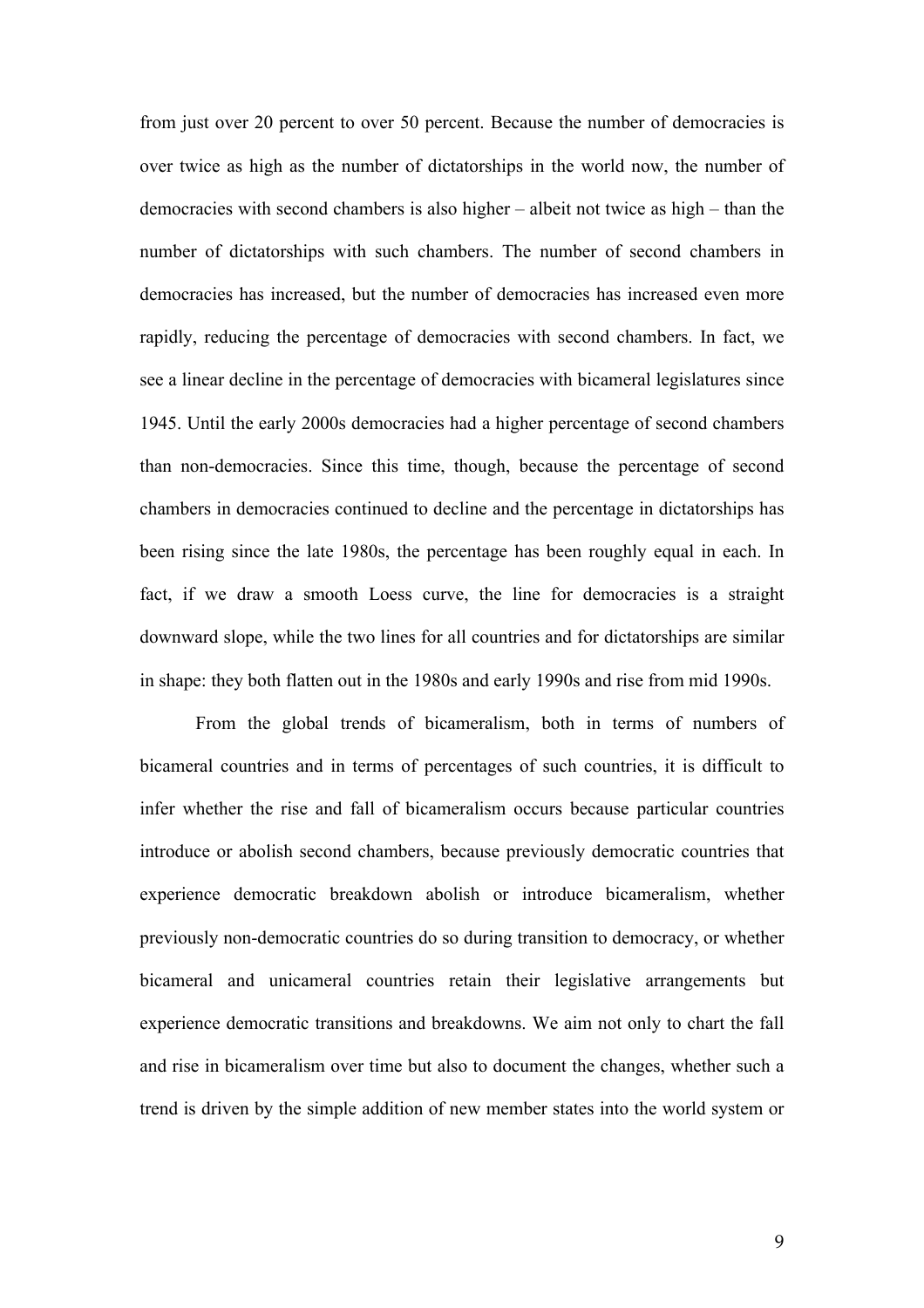from just over 20 percent to over 50 percent. Because the number of democracies is over twice as high as the number of dictatorships in the world now, the number of democracies with second chambers is also higher – albeit not twice as high – than the number of dictatorships with such chambers. The number of second chambers in democracies has increased, but the number of democracies has increased even more rapidly, reducing the percentage of democracies with second chambers. In fact, we see a linear decline in the percentage of democracies with bicameral legislatures since 1945. Until the early 2000s democracies had a higher percentage of second chambers than non-democracies. Since this time, though, because the percentage of second chambers in democracies continued to decline and the percentage in dictatorships has been rising since the late 1980s, the percentage has been roughly equal in each. In fact, if we draw a smooth Loess curve, the line for democracies is a straight downward slope, while the two lines for all countries and for dictatorships are similar in shape: they both flatten out in the 1980s and early 1990s and rise from mid 1990s.

From the global trends of bicameralism, both in terms of numbers of bicameral countries and in terms of percentages of such countries, it is difficult to infer whether the rise and fall of bicameralism occurs because particular countries introduce or abolish second chambers, because previously democratic countries that experience democratic breakdown abolish or introduce bicameralism, whether previously non-democratic countries do so during transition to democracy, or whether bicameral and unicameral countries retain their legislative arrangements but experience democratic transitions and breakdowns. We aim not only to chart the fall and rise in bicameralism over time but also to document the changes, whether such a trend is driven by the simple addition of new member states into the world system or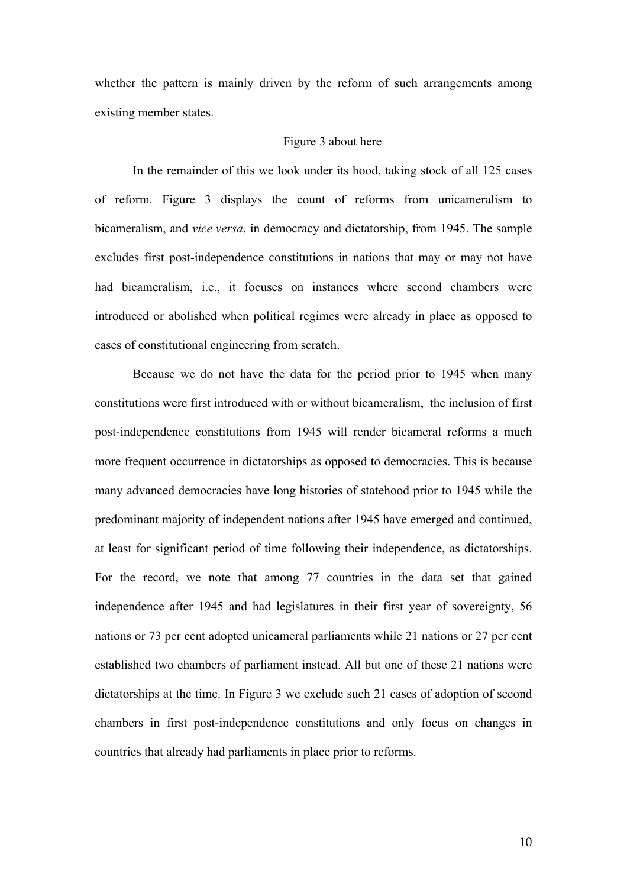whether the pattern is mainly driven by the reform of such arrangements among existing member states.

Figure 3 about here

In the remainder of this we look under its hood, taking stock of all 125 cases of reform. Figure 3 displays the count of reforms from unicameralism to bicameralism, and *vice versa*, in democracy and dictatorship, from 1945. The sample excludes first post-independence constitutions in nations that may or may not have had bicameralism, i.e., it focuses on instances where second chambers were introduced or abolished when political regimes were already in place as opposed to cases of constitutional engineering from scratch.

Because we do not have the data for the period prior to 1945 when many constitutions were first introduced with or without bicameralism, the inclusion of first post-independence constitutions from 1945 will render bicameral reforms a much more frequent occurrence in dictatorships as opposed to democracies. This is because many advanced democracies have long histories of statehood prior to 1945 while the predominant majority of independent nations after 1945 have emerged and continued, at least for significant period of time following their independence, as dictatorships. For the record, we note that among 77 countries in the data set that gained independence after 1945 and had legislatures in their first year of sovereignty, 56 nations or 73 per cent adopted unicameral parliaments while 21 nations or 27 per cent established two chambers of parliament instead. All but one of these 21 nations were dictatorships at the time. In Figure 3 we exclude such 21 cases of adoption of second chambers in first post-independence constitutions and only focus on changes in countries that already had parliaments in place prior to reforms.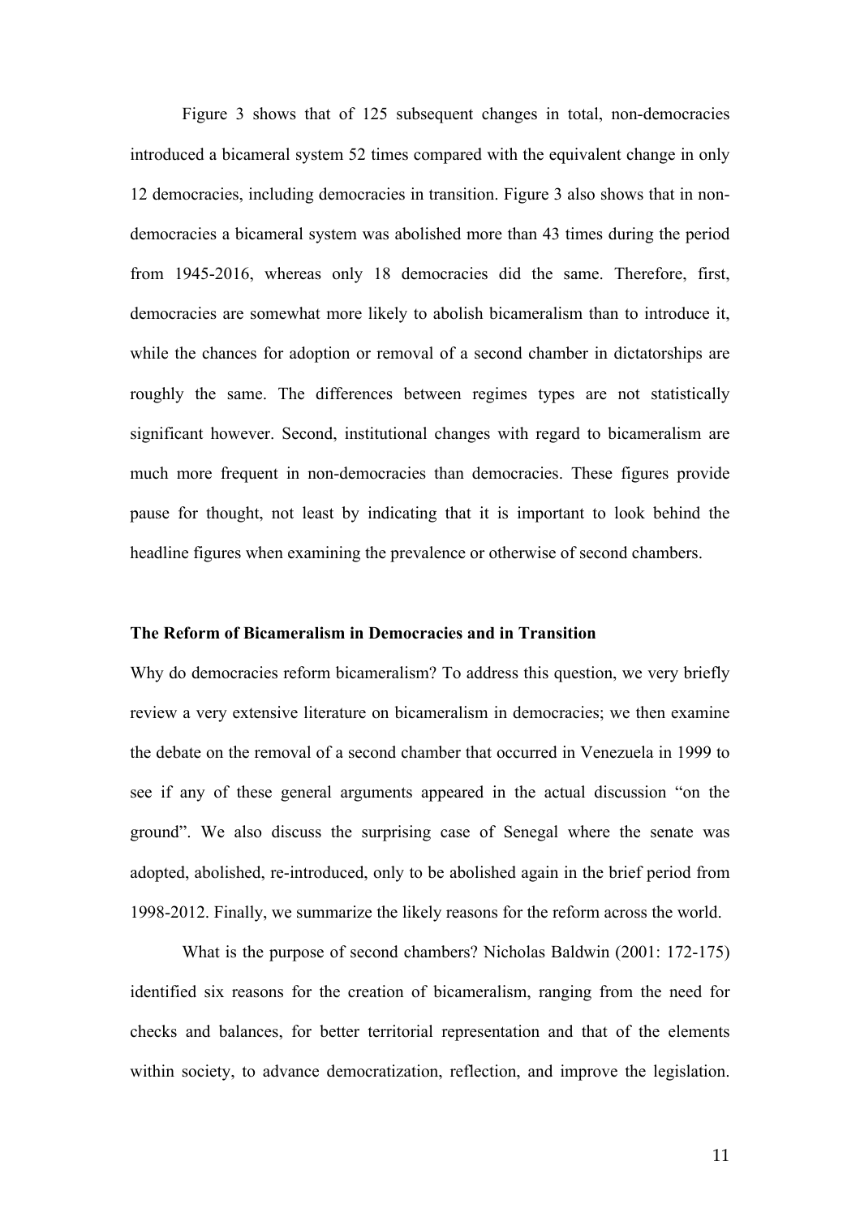Figure 3 shows that of 125 subsequent changes in total, non-democracies introduced a bicameral system 52 times compared with the equivalent change in only 12 democracies, including democracies in transition. Figure 3 also shows that in non-democracies a bicameral system was abolished more than 43 times during the period from 1945-2016, whereas only 18 democracies did the same. Therefore, first, democracies are somewhat more likely to abolish bicameralism than to introduce it, while the chances for adoption or removal of a second chamber in dictatorships are roughly the same. The differences between regimes types are not statistically significant however. Second, institutional changes with regard to bicameralism are much more frequent in non-democracies than democracies. These figures provide pause for thought, not least by indicating that it is important to look behind the headline figures when examining the prevalence or otherwise of second chambers.

**The Reform of Bicameralism in Democracies and in Transition**

Why do democracies reform bicameralism? To address this question, we very briefly review a very extensive literature on bicameralism in democracies; we then examine the debate on the removal of a second chamber that occurred in Venezuela in 1999 to see if any of these general arguments appeared in the actual discussion "on the ground". We also discuss the surprising case of Senegal where the senate was adopted, abolished, re-introduced, only to be abolished again in the brief period from 1998-2012. Finally, we summarize the likely reasons for the reform across the world.

What is the purpose of second chambers? Nicholas Baldwin (2001: 172-175) identified six reasons for the creation of bicameralism, ranging from the need for checks and balances, for better territorial representation and that of the elements within society, to advance democratization, reflection, and improve the legislation.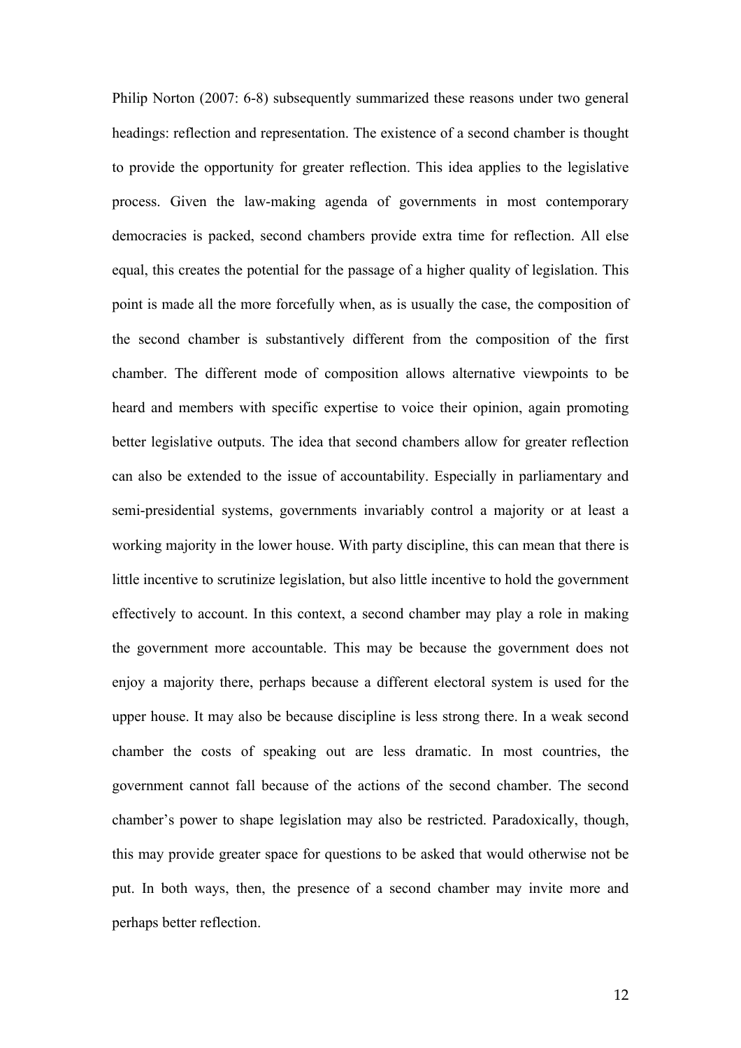Philip Norton (2007: 6-8) subsequently summarized these reasons under two general headings: reflection and representation. The existence of a second chamber is thought to provide the opportunity for greater reflection. This idea applies to the legislative process. Given the law-making agenda of governments in most contemporary democracies is packed, second chambers provide extra time for reflection. All else equal, this creates the potential for the passage of a higher quality of legislation. This point is made all the more forcefully when, as is usually the case, the composition of the second chamber is substantively different from the composition of the first chamber. The different mode of composition allows alternative viewpoints to be heard and members with specific expertise to voice their opinion, again promoting better legislative outputs. The idea that second chambers allow for greater reflection can also be extended to the issue of accountability. Especially in parliamentary and semi-presidential systems, governments invariably control a majority or at least a working majority in the lower house. With party discipline, this can mean that there is little incentive to scrutinize legislation, but also little incentive to hold the government effectively to account. In this context, a second chamber may play a role in making the government more accountable. This may be because the government does not enjoy a majority there, perhaps because a different electoral system is used for the upper house. It may also be because discipline is less strong there. In a weak second chamber the costs of speaking out are less dramatic. In most countries, the government cannot fall because of the actions of the second chamber. The second chamber's power to shape legislation may also be restricted. Paradoxically, though, this may provide greater space for questions to be asked that would otherwise not be put. In both ways, then, the presence of a second chamber may invite more and perhaps better reflection.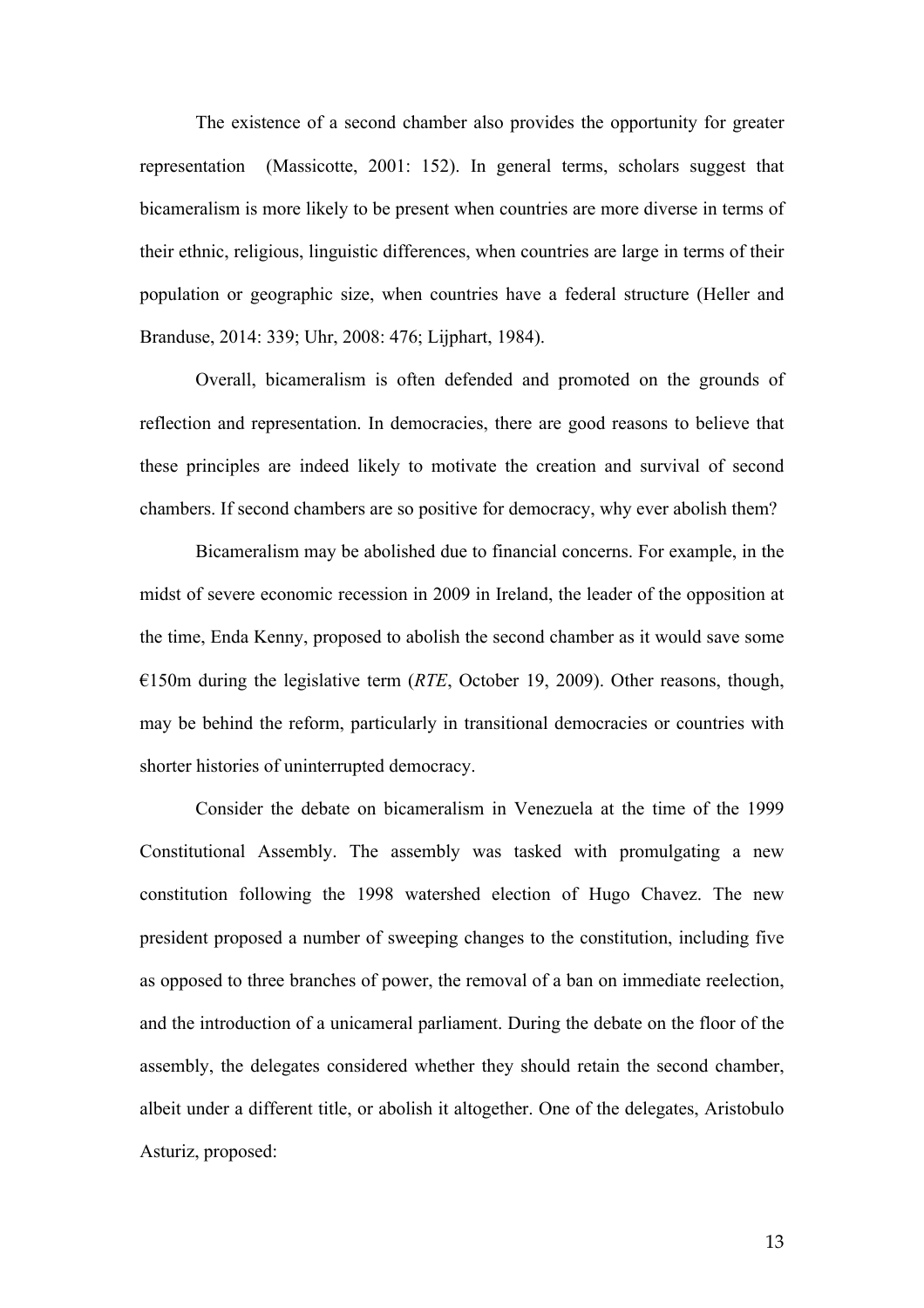The existence of a second chamber also provides the opportunity for greater representation  (Massicotte, 2001: 152). In general terms, scholars suggest that bicameralism is more likely to be present when countries are more diverse in terms of their ethnic, religious, linguistic differences, when countries are large in terms of their population or geographic size, when countries have a federal structure (Heller and Branduse, 2014: 339; Uhr, 2008: 476; Lijphart, 1984).

Overall, bicameralism is often defended and promoted on the grounds of reflection and representation. In democracies, there are good reasons to believe that these principles are indeed likely to motivate the creation and survival of second chambers. If second chambers are so positive for democracy, why ever abolish them?

Bicameralism may be abolished due to financial concerns. For example, in the midst of severe economic recession in 2009 in Ireland, the leader of the opposition at the time, Enda Kenny, proposed to abolish the second chamber as it would save some €150m during the legislative term (*RTE*, October 19, 2009). Other reasons, though, may be behind the reform, particularly in transitional democracies or countries with shorter histories of uninterrupted democracy.

Consider the debate on bicameralism in Venezuela at the time of the 1999 Constitutional Assembly. The assembly was tasked with promulgating a new constitution following the 1998 watershed election of Hugo Chavez. The new president proposed a number of sweeping changes to the constitution, including five as opposed to three branches of power, the removal of a ban on immediate reelection, and the introduction of a unicameral parliament. During the debate on the floor of the assembly, the delegates considered whether they should retain the second chamber, albeit under a different title, or abolish it altogether. One of the delegates, Aristobulo Asturiz, proposed: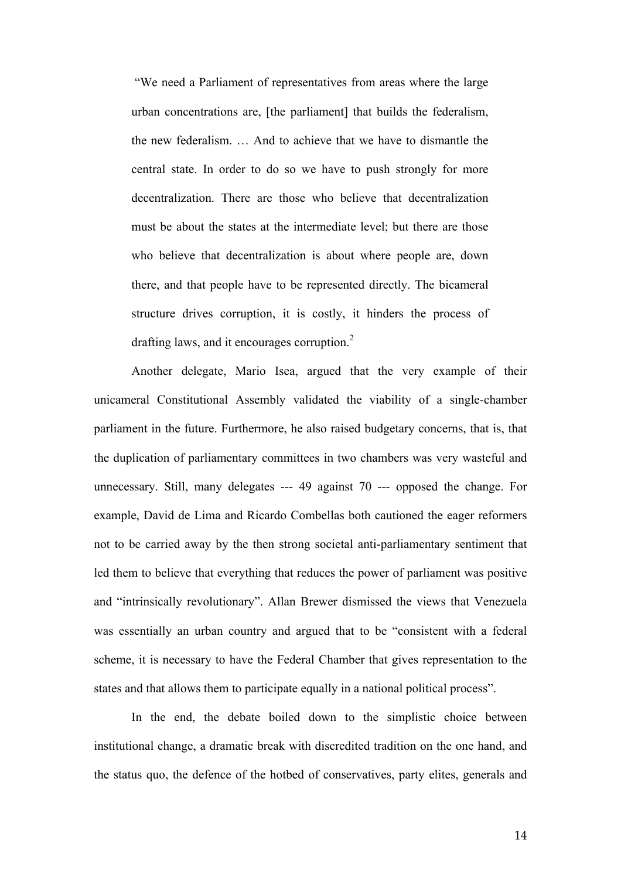> "We need a Parliament of representatives from areas where the large urban concentrations are, [the parliament] that builds the federalism, the new federalism. … And to achieve that we have to dismantle the central state. In order to do so we have to push strongly for more decentralization. There are those who believe that decentralization must be about the states at the intermediate level; but there are those who believe that decentralization is about where people are, down there, and that people have to be represented directly. The bicameral structure drives corruption, it is costly, it hinders the process of drafting laws, and it encourages corruption.[2]

Another delegate, Mario Isea, argued that the very example of their unicameral Constitutional Assembly validated the viability of a single-chamber parliament in the future. Furthermore, he also raised budgetary concerns, that is, that the duplication of parliamentary committees in two chambers was very wasteful and unnecessary. Still, many delegates --- 49 against 70 --- opposed the change. For example, David de Lima and Ricardo Combellas both cautioned the eager reformers not to be carried away by the then strong societal anti-parliamentary sentiment that led them to believe that everything that reduces the power of parliament was positive and "intrinsically revolutionary". Allan Brewer dismissed the views that Venezuela was essentially an urban country and argued that to be "consistent with a federal scheme, it is necessary to have the Federal Chamber that gives representation to the states and that allows them to participate equally in a national political process".

In the end, the debate boiled down to the simplistic choice between institutional change, a dramatic break with discredited tradition on the one hand, and the status quo, the defence of the hotbed of conservatives, party elites, generals and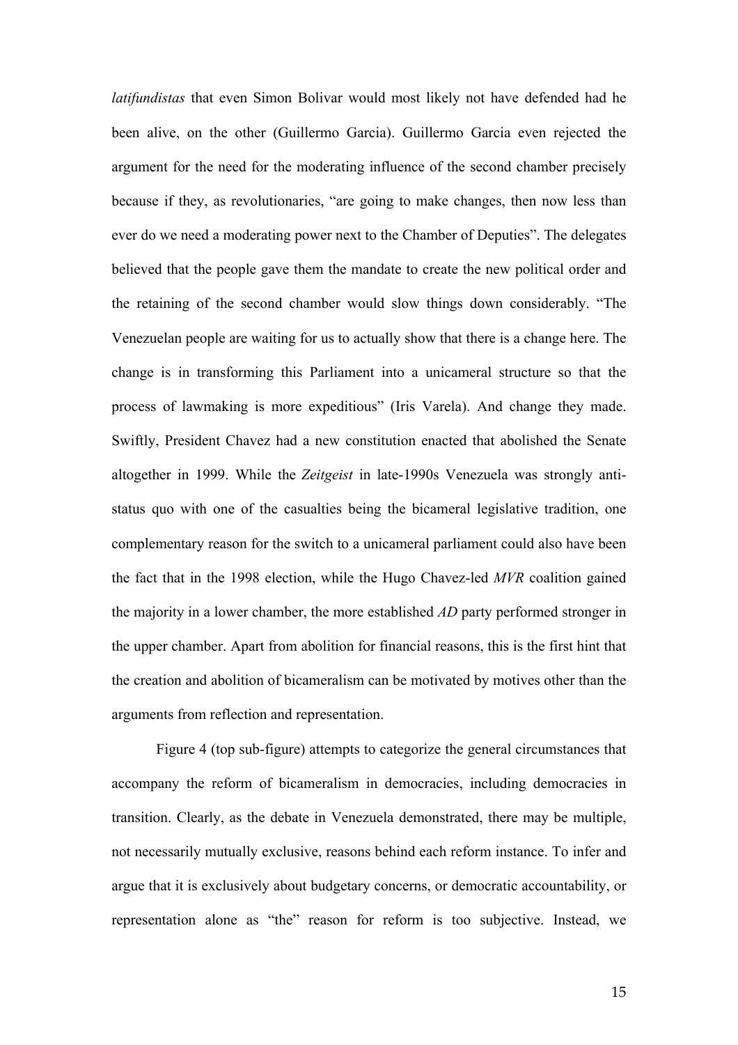*latifundistas* that even Simon Bolivar would most likely not have defended had he been alive, on the other (Guillermo Garcia). Guillermo Garcia even rejected the argument for the need for the moderating influence of the second chamber precisely because if they, as revolutionaries, "are going to make changes, then now less than ever do we need a moderating power next to the Chamber of Deputies". The delegates believed that the people gave them the mandate to create the new political order and the retaining of the second chamber would slow things down considerably. "The Venezuelan people are waiting for us to actually show that there is a change here. The change is in transforming this Parliament into a unicameral structure so that the process of lawmaking is more expeditious" (Iris Varela). And change they made. Swiftly, President Chavez had a new constitution enacted that abolished the Senate altogether in 1999. While the *Zeitgeist* in late-1990s Venezuela was strongly anti-status quo with one of the casualties being the bicameral legislative tradition, one complementary reason for the switch to a unicameral parliament could also have been the fact that in the 1998 election, while the Hugo Chavez-led *MVR* coalition gained the majority in a lower chamber, the more established *AD* party performed stronger in the upper chamber. Apart from abolition for financial reasons, this is the first hint that the creation and abolition of bicameralism can be motivated by motives other than the arguments from reflection and representation.

Figure 4 (top sub-figure) attempts to categorize the general circumstances that accompany the reform of bicameralism in democracies, including democracies in transition. Clearly, as the debate in Venezuela demonstrated, there may be multiple, not necessarily mutually exclusive, reasons behind each reform instance. To infer and argue that it is exclusively about budgetary concerns, or democratic accountability, or representation alone as "the" reason for reform is too subjective. Instead, we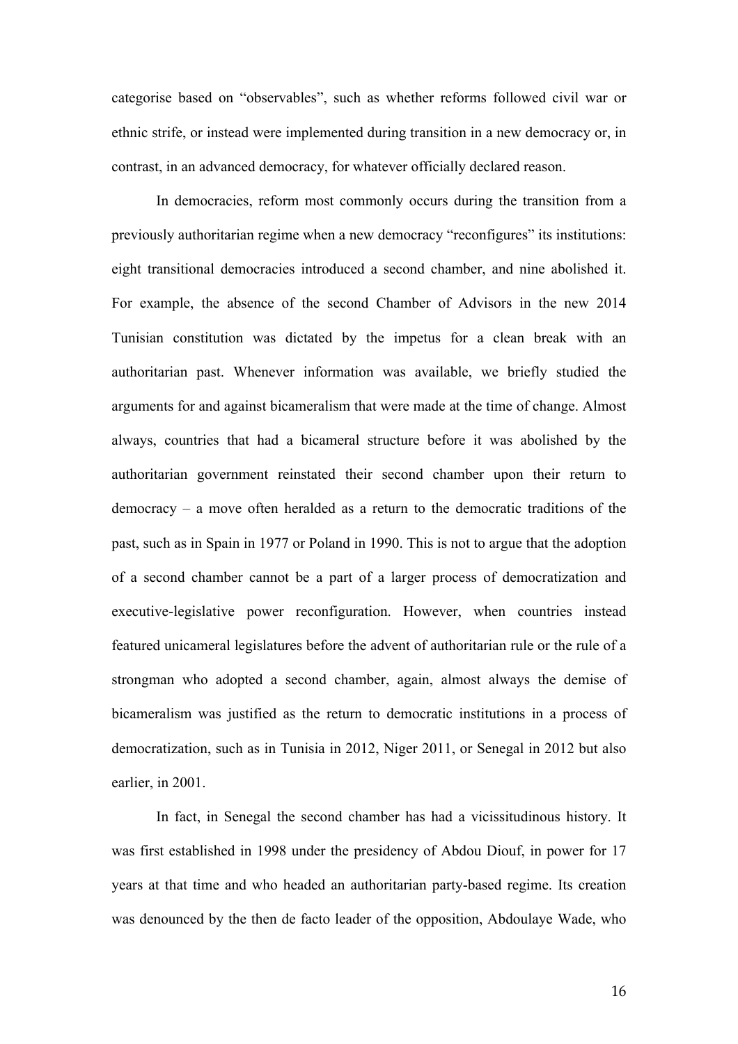categorise based on “observables”, such as whether reforms followed civil war or ethnic strife, or instead were implemented during transition in a new democracy or, in contrast, in an advanced democracy, for whatever officially declared reason.

In democracies, reform most commonly occurs during the transition from a previously authoritarian regime when a new democracy “reconfigures” its institutions: eight transitional democracies introduced a second chamber, and nine abolished it. For example, the absence of the second Chamber of Advisors in the new 2014 Tunisian constitution was dictated by the impetus for a clean break with an authoritarian past. Whenever information was available, we briefly studied the arguments for and against bicameralism that were made at the time of change. Almost always, countries that had a bicameral structure before it was abolished by the authoritarian government reinstated their second chamber upon their return to democracy – a move often heralded as a return to the democratic traditions of the past, such as in Spain in 1977 or Poland in 1990. This is not to argue that the adoption of a second chamber cannot be a part of a larger process of democratization and executive-legislative power reconfiguration. However, when countries instead featured unicameral legislatures before the advent of authoritarian rule or the rule of a strongman who adopted a second chamber, again, almost always the demise of bicameralism was justified as the return to democratic institutions in a process of democratization, such as in Tunisia in 2012, Niger 2011, or Senegal in 2012 but also earlier, in 2001.

In fact, in Senegal the second chamber has had a vicissitudinous history. It was first established in 1998 under the presidency of Abdou Diouf, in power for 17 years at that time and who headed an authoritarian party-based regime. Its creation was denounced by the then de facto leader of the opposition, Abdoulaye Wade, who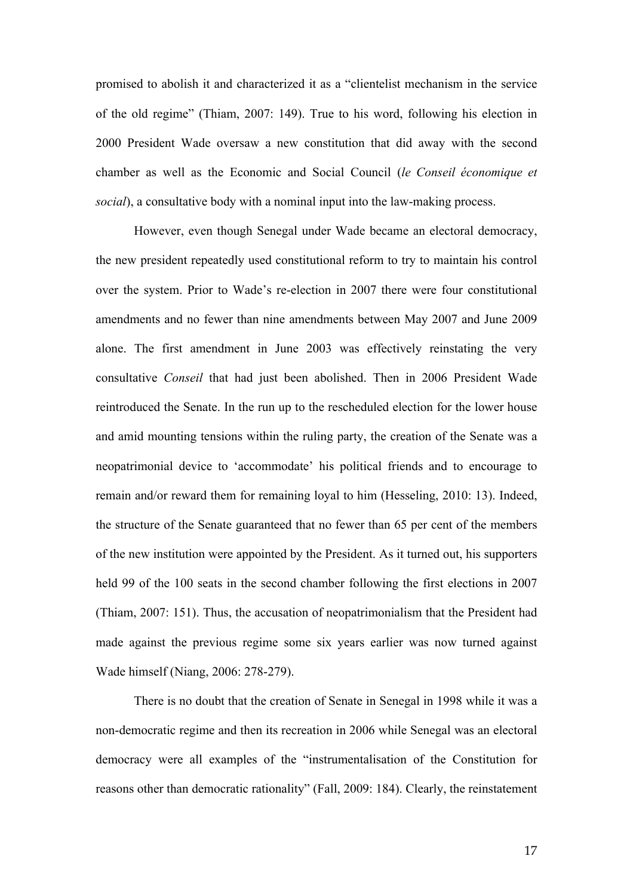promised to abolish it and characterized it as a "clientelist mechanism in the service of the old regime" (Thiam, 2007: 149). True to his word, following his election in 2000 President Wade oversaw a new constitution that did away with the second chamber as well as the Economic and Social Council (*le Conseil économique et social*), a consultative body with a nominal input into the law-making process.

However, even though Senegal under Wade became an electoral democracy, the new president repeatedly used constitutional reform to try to maintain his control over the system. Prior to Wade's re-election in 2007 there were four constitutional amendments and no fewer than nine amendments between May 2007 and June 2009 alone. The first amendment in June 2003 was effectively reinstating the very consultative *Conseil* that had just been abolished. Then in 2006 President Wade reintroduced the Senate. In the run up to the rescheduled election for the lower house and amid mounting tensions within the ruling party, the creation of the Senate was a neopatrimonial device to 'accommodate' his political friends and to encourage to remain and/or reward them for remaining loyal to him (Hesseling, 2010: 13). Indeed, the structure of the Senate guaranteed that no fewer than 65 per cent of the members of the new institution were appointed by the President. As it turned out, his supporters held 99 of the 100 seats in the second chamber following the first elections in 2007 (Thiam, 2007: 151). Thus, the accusation of neopatrimonialism that the President had made against the previous regime some six years earlier was now turned against Wade himself (Niang, 2006: 278-279).

There is no doubt that the creation of Senate in Senegal in 1998 while it was a non-democratic regime and then its recreation in 2006 while Senegal was an electoral democracy were all examples of the "instrumentalisation of the Constitution for reasons other than democratic rationality" (Fall, 2009: 184). Clearly, the reinstatement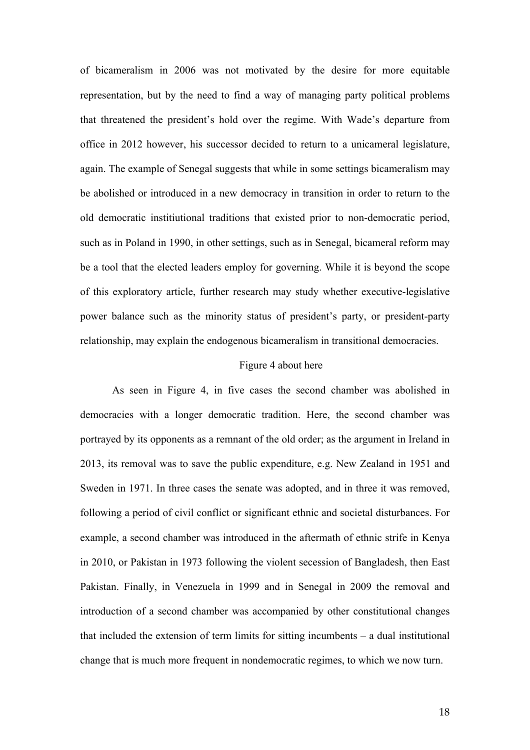of bicameralism in 2006 was not motivated by the desire for more equitable representation, but by the need to find a way of managing party political problems that threatened the president's hold over the regime. With Wade's departure from office in 2012 however, his successor decided to return to a unicameral legislature, again. The example of Senegal suggests that while in some settings bicameralism may be abolished or introduced in a new democracy in transition in order to return to the old democratic instituional traditions that existed prior to non-democratic period, such as in Poland in 1990, in other settings, such as in Senegal, bicameral reform may be a tool that the elected leaders employ for governing. While it is beyond the scope of this exploratory article, further research may study whether executive-legislative power balance such as the minority status of president's party, or president-party relationship, may explain the endogenous bicameralism in transitional democracies.

Figure 4 about here

As seen in Figure 4, in five cases the second chamber was abolished in democracies with a longer democratic tradition. Here, the second chamber was portrayed by its opponents as a remnant of the old order; as the argument in Ireland in 2013, its removal was to save the public expenditure, e.g. New Zealand in 1951 and Sweden in 1971. In three cases the senate was adopted, and in three it was removed, following a period of civil conflict or significant ethnic and societal disturbances. For example, a second chamber was introduced in the aftermath of ethnic strife in Kenya in 2010, or Pakistan in 1973 following the violent secession of Bangladesh, then East Pakistan. Finally, in Venezuela in 1999 and in Senegal in 2009 the removal and introduction of a second chamber was accompanied by other constitutional changes that included the extension of term limits for sitting incumbents – a dual institutional change that is much more frequent in nondemocratic regimes, to which we now turn.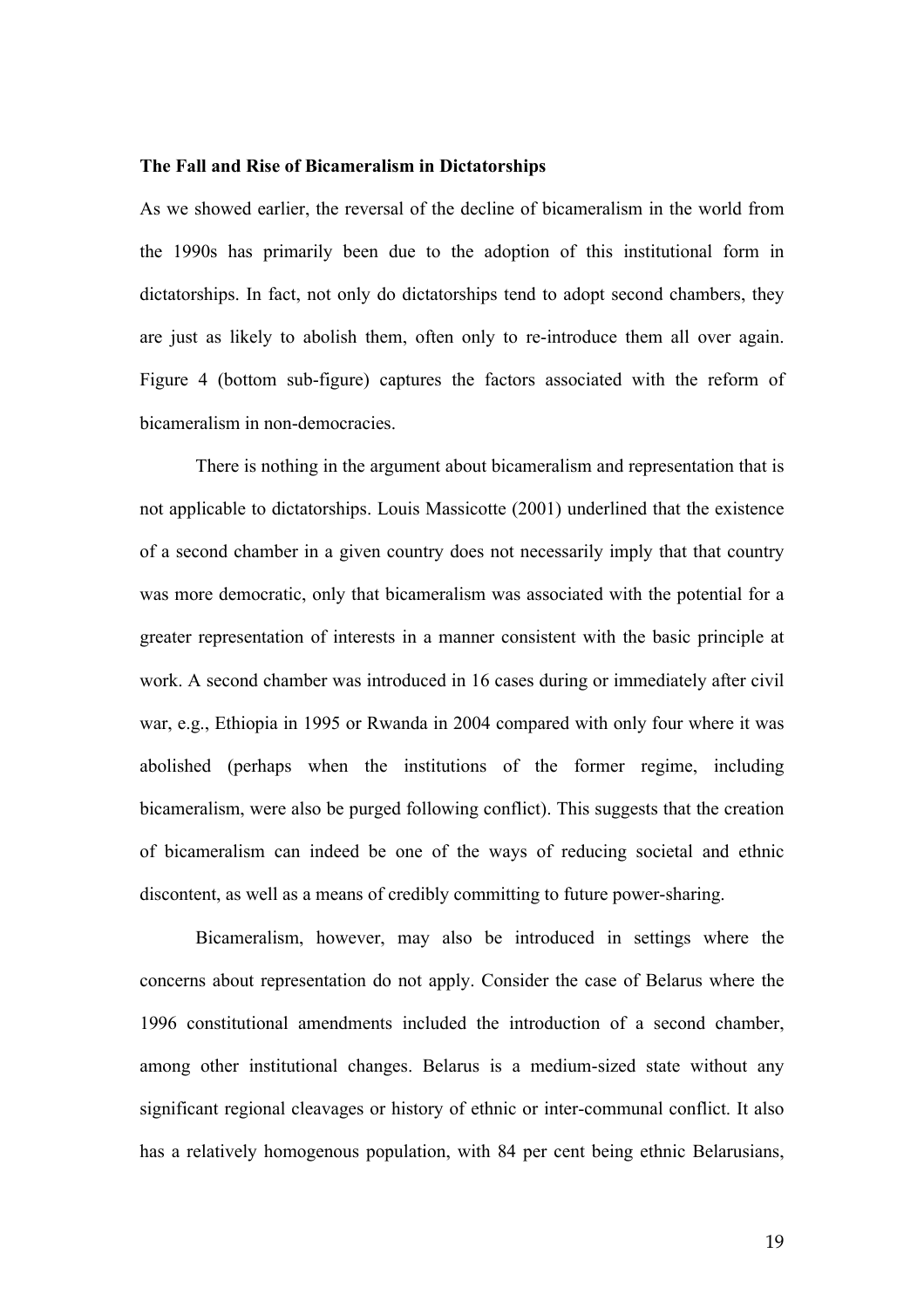**The Fall and Rise of Bicameralism in Dictatorships**

As we showed earlier, the reversal of the decline of bicameralism in the world from the 1990s has primarily been due to the adoption of this institutional form in dictatorships. In fact, not only do dictatorships tend to adopt second chambers, they are just as likely to abolish them, often only to re-introduce them all over again. Figure 4 (bottom sub-figure) captures the factors associated with the reform of bicameralism in non-democracies.

There is nothing in the argument about bicameralism and representation that is not applicable to dictatorships. Louis Massicotte (2001) underlined that the existence of a second chamber in a given country does not necessarily imply that that country was more democratic, only that bicameralism was associated with the potential for a greater representation of interests in a manner consistent with the basic principle at work. A second chamber was introduced in 16 cases during or immediately after civil war, e.g., Ethiopia in 1995 or Rwanda in 2004 compared with only four where it was abolished (perhaps when the institutions of the former regime, including bicameralism, were also be purged following conflict). This suggests that the creation of bicameralism can indeed be one of the ways of reducing societal and ethnic discontent, as well as a means of credibly committing to future power-sharing.

Bicameralism, however, may also be introduced in settings where the concerns about representation do not apply. Consider the case of Belarus where the 1996 constitutional amendments included the introduction of a second chamber, among other institutional changes. Belarus is a medium-sized state without any significant regional cleavages or history of ethnic or inter-communal conflict. It also has a relatively homogenous population, with 84 per cent being ethnic Belarusians,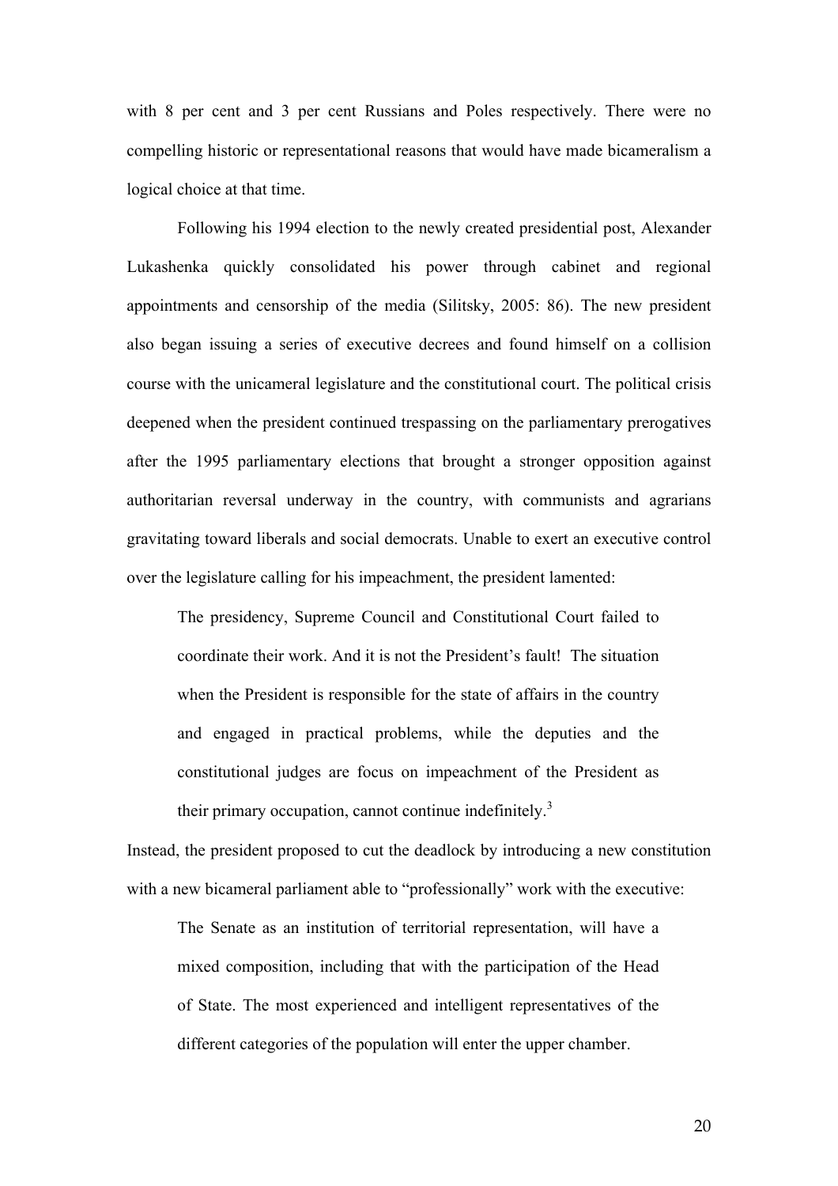with 8 per cent and 3 per cent Russians and Poles respectively. There were no compelling historic or representational reasons that would have made bicameralism a logical choice at that time.

Following his 1994 election to the newly created presidential post, Alexander Lukashenka quickly consolidated his power through cabinet and regional appointments and censorship of the media (Silitsky, 2005: 86). The new president also began issuing a series of executive decrees and found himself on a collision course with the unicameral legislature and the constitutional court. The political crisis deepened when the president continued trespassing on the parliamentary prerogatives after the 1995 parliamentary elections that brought a stronger opposition against authoritarian reversal underway in the country, with communists and agrarians gravitating toward liberals and social democrats. Unable to exert an executive control over the legislature calling for his impeachment, the president lamented:

> The presidency, Supreme Council and Constitutional Court failed to coordinate their work. And it is not the President's fault! The situation when the President is responsible for the state of affairs in the country and engaged in practical problems, while the deputies and the constitutional judges are focus on impeachment of the President as their primary occupation, cannot continue indefinitely.[3]

Instead, the president proposed to cut the deadlock by introducing a new constitution with a new bicameral parliament able to "professionally" work with the executive:

> The Senate as an institution of territorial representation, will have a mixed composition, including that with the participation of the Head of State. The most experienced and intelligent representatives of the different categories of the population will enter the upper chamber.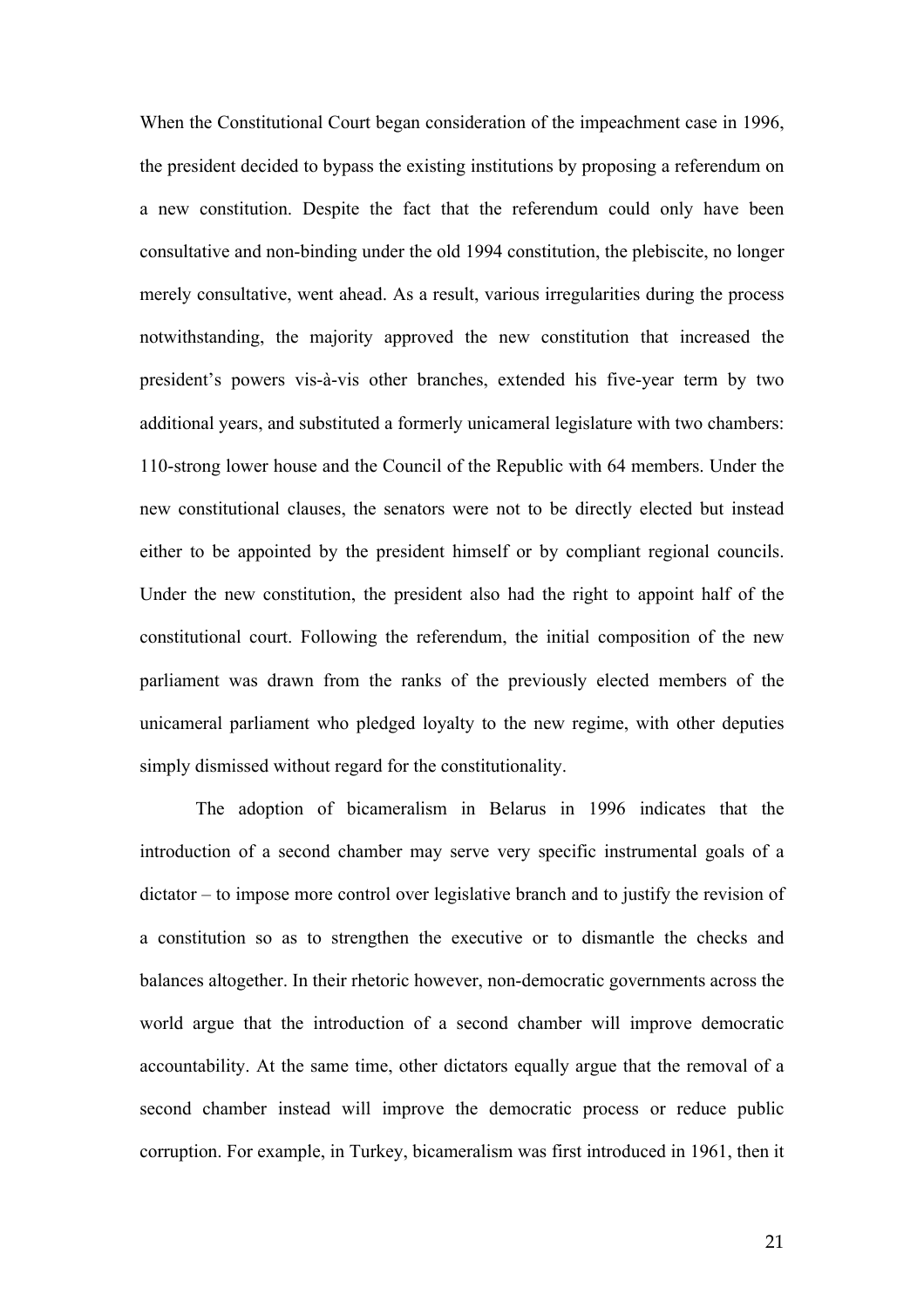When the Constitutional Court began consideration of the impeachment case in 1996, the president decided to bypass the existing institutions by proposing a referendum on a new constitution. Despite the fact that the referendum could only have been consultative and non-binding under the old 1994 constitution, the plebiscite, no longer merely consultative, went ahead. As a result, various irregularities during the process notwithstanding, the majority approved the new constitution that increased the president's powers vis-à-vis other branches, extended his five-year term by two additional years, and substituted a formerly unicameral legislature with two chambers: 110-strong lower house and the Council of the Republic with 64 members. Under the new constitutional clauses, the senators were not to be directly elected but instead either to be appointed by the president himself or by compliant regional councils. Under the new constitution, the president also had the right to appoint half of the constitutional court. Following the referendum, the initial composition of the new parliament was drawn from the ranks of the previously elected members of the unicameral parliament who pledged loyalty to the new regime, with other deputies simply dismissed without regard for the constitutionality.

The adoption of bicameralism in Belarus in 1996 indicates that the introduction of a second chamber may serve very specific instrumental goals of a dictator – to impose more control over legislative branch and to justify the revision of a constitution so as to strengthen the executive or to dismantle the checks and balances altogether. In their rhetoric however, non-democratic governments across the world argue that the introduction of a second chamber will improve democratic accountability. At the same time, other dictators equally argue that the removal of a second chamber instead will improve the democratic process or reduce public corruption. For example, in Turkey, bicameralism was first introduced in 1961, then it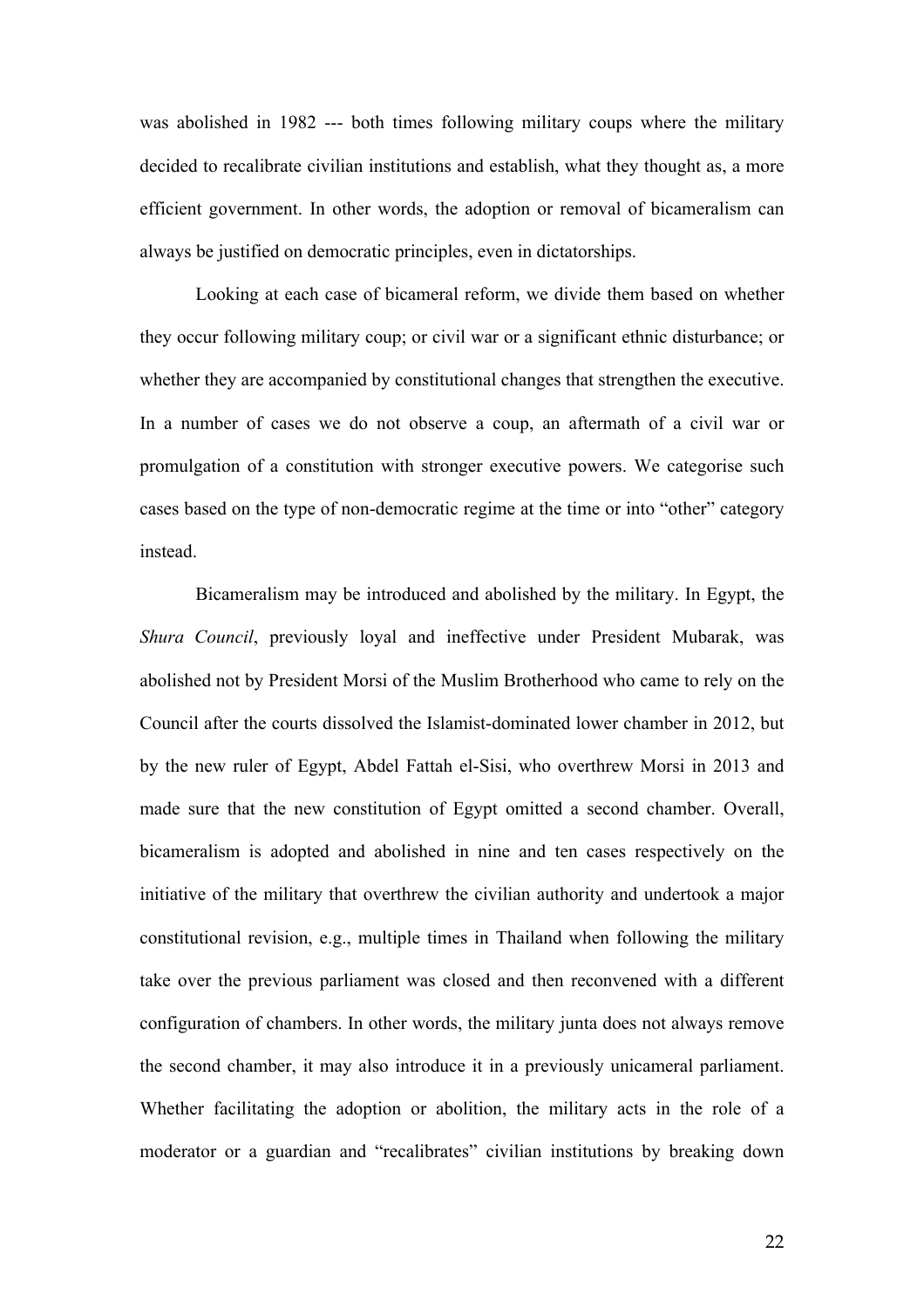was abolished in 1982 --- both times following military coups where the military decided to recalibrate civilian institutions and establish, what they thought as, a more efficient government. In other words, the adoption or removal of bicameralism can always be justified on democratic principles, even in dictatorships.

Looking at each case of bicameral reform, we divide them based on whether they occur following military coup; or civil war or a significant ethnic disturbance; or whether they are accompanied by constitutional changes that strengthen the executive. In a number of cases we do not observe a coup, an aftermath of a civil war or promulgation of a constitution with stronger executive powers. We categorise such cases based on the type of non-democratic regime at the time or into "other" category instead.

Bicameralism may be introduced and abolished by the military. In Egypt, the *Shura Council*, previously loyal and ineffective under President Mubarak, was abolished not by President Morsi of the Muslim Brotherhood who came to rely on the Council after the courts dissolved the Islamist-dominated lower chamber in 2012, but by the new ruler of Egypt, Abdel Fattah el-Sisi, who overthrew Morsi in 2013 and made sure that the new constitution of Egypt omitted a second chamber. Overall, bicameralism is adopted and abolished in nine and ten cases respectively on the initiative of the military that overthrew the civilian authority and undertook a major constitutional revision, e.g., multiple times in Thailand when following the military take over the previous parliament was closed and then reconvened with a different configuration of chambers. In other words, the military junta does not always remove the second chamber, it may also introduce it in a previously unicameral parliament. Whether facilitating the adoption or abolition, the military acts in the role of a moderator or a guardian and "recalibrates" civilian institutions by breaking down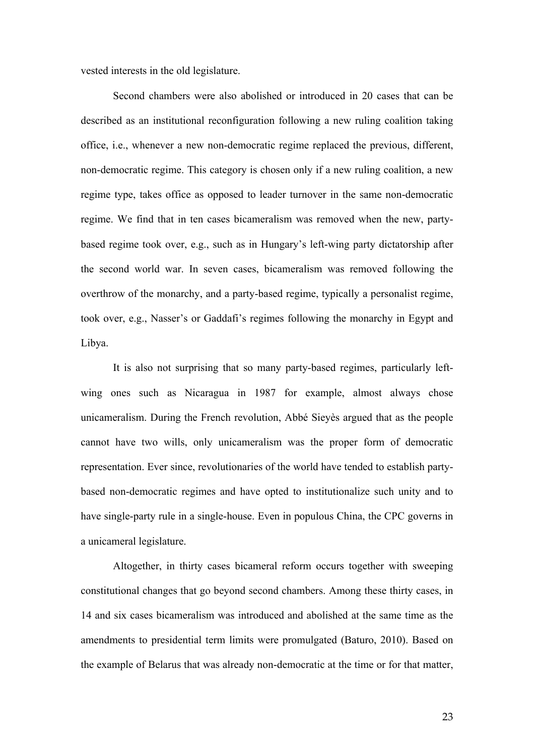vested interests in the old legislature.

Second chambers were also abolished or introduced in 20 cases that can be described as an institutional reconfiguration following a new ruling coalition taking office, i.e., whenever a new non-democratic regime replaced the previous, different, non-democratic regime. This category is chosen only if a new ruling coalition, a new regime type, takes office as opposed to leader turnover in the same non-democratic regime. We find that in ten cases bicameralism was removed when the new, party-based regime took over, e.g., such as in Hungary's left-wing party dictatorship after the second world war. In seven cases, bicameralism was removed following the overthrow of the monarchy, and a party-based regime, typically a personalist regime, took over, e.g., Nasser's or Gaddafi's regimes following the monarchy in Egypt and Libya.

It is also not surprising that so many party-based regimes, particularly left-wing ones such as Nicaragua in 1987 for example, almost always chose unicameralism. During the French revolution, Abbé Sieyès argued that as the people cannot have two wills, only unicameralism was the proper form of democratic representation. Ever since, revolutionaries of the world have tended to establish party-based non-democratic regimes and have opted to institutionalize such unity and to have single-party rule in a single-house. Even in populous China, the CPC governs in a unicameral legislature.

Altogether, in thirty cases bicameral reform occurs together with sweeping constitutional changes that go beyond second chambers. Among these thirty cases, in 14 and six cases bicameralism was introduced and abolished at the same time as the amendments to presidential term limits were promulgated (Baturo, 2010). Based on the example of Belarus that was already non-democratic at the time or for that matter,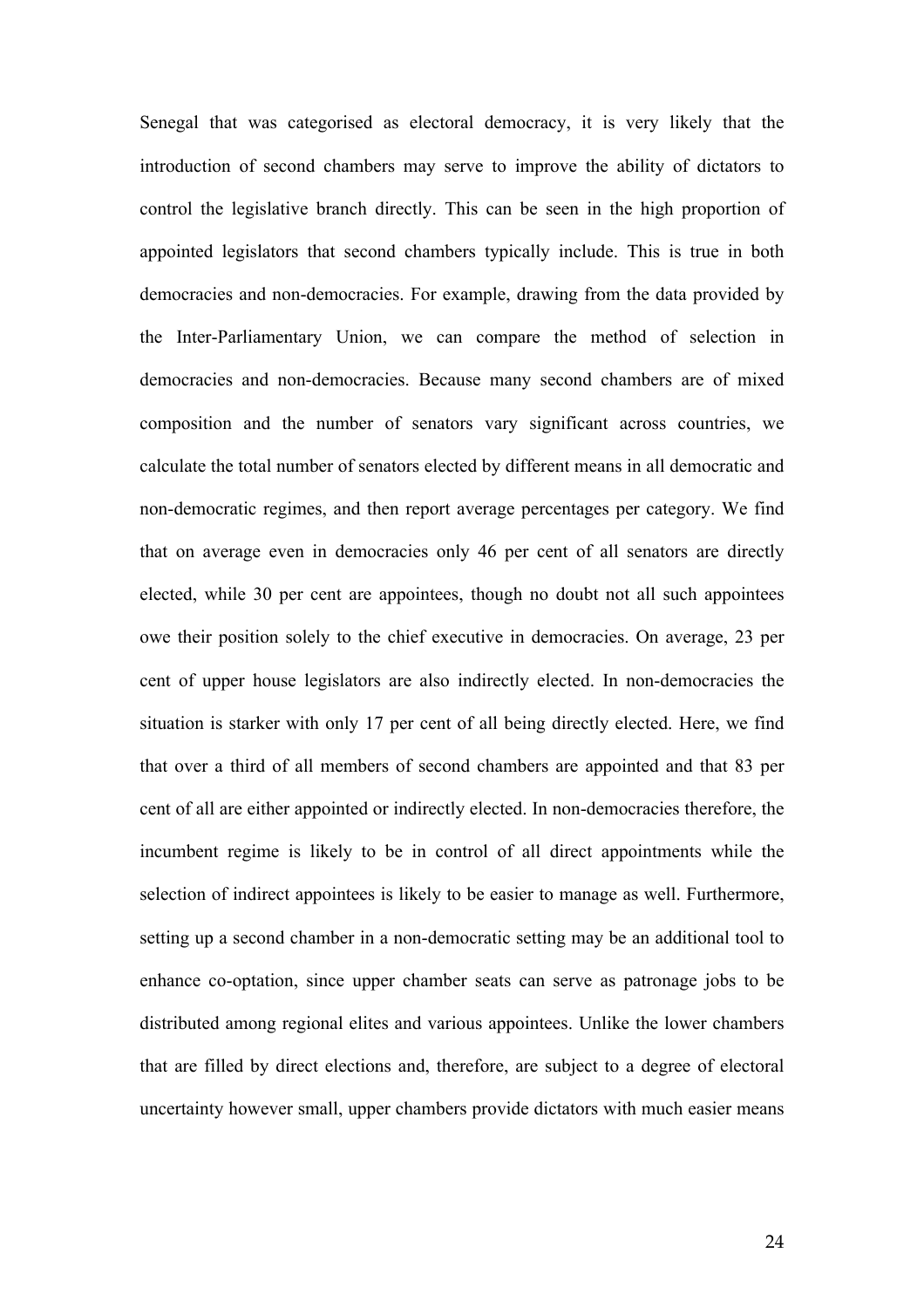Senegal that was categorised as electoral democracy, it is very likely that the introduction of second chambers may serve to improve the ability of dictators to control the legislative branch directly. This can be seen in the high proportion of appointed legislators that second chambers typically include. This is true in both democracies and non-democracies. For example, drawing from the data provided by the Inter-Parliamentary Union, we can compare the method of selection in democracies and non-democracies. Because many second chambers are of mixed composition and the number of senators vary significant across countries, we calculate the total number of senators elected by different means in all democratic and non-democratic regimes, and then report average percentages per category. We find that on average even in democracies only 46 per cent of all senators are directly elected, while 30 per cent are appointees, though no doubt not all such appointees owe their position solely to the chief executive in democracies. On average, 23 per cent of upper house legislators are also indirectly elected. In non-democracies the situation is starker with only 17 per cent of all being directly elected. Here, we find that over a third of all members of second chambers are appointed and that 83 per cent of all are either appointed or indirectly elected. In non-democracies therefore, the incumbent regime is likely to be in control of all direct appointments while the selection of indirect appointees is likely to be easier to manage as well. Furthermore, setting up a second chamber in a non-democratic setting may be an additional tool to enhance co-optation, since upper chamber seats can serve as patronage jobs to be distributed among regional elites and various appointees. Unlike the lower chambers that are filled by direct elections and, therefore, are subject to a degree of electoral uncertainty however small, upper chambers provide dictators with much easier means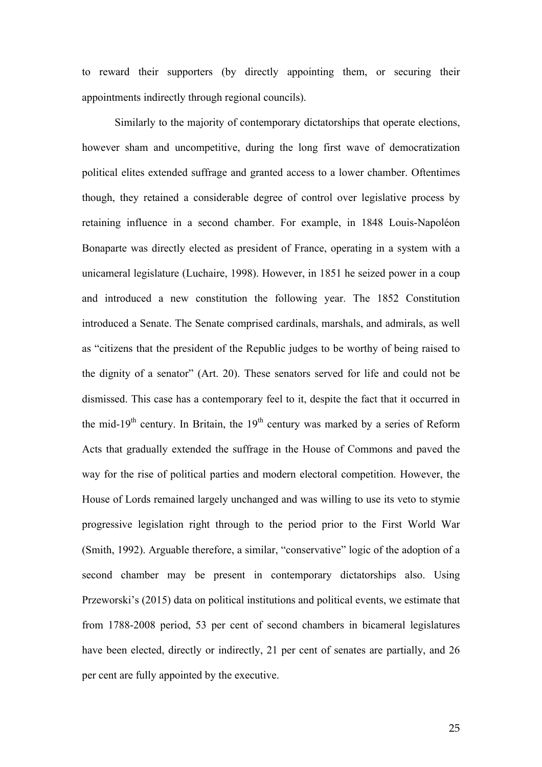to reward their supporters (by directly appointing them, or securing their appointments indirectly through regional councils).

Similarly to the majority of contemporary dictatorships that operate elections, however sham and uncompetitive, during the long first wave of democratization political elites extended suffrage and granted access to a lower chamber. Oftentimes though, they retained a considerable degree of control over legislative process by retaining influence in a second chamber. For example, in 1848 Louis-Napoléon Bonaparte was directly elected as president of France, operating in a system with a unicameral legislature (Luchaire, 1998). However, in 1851 he seized power in a coup and introduced a new constitution the following year. The 1852 Constitution introduced a Senate. The Senate comprised cardinals, marshals, and admirals, as well as "citizens that the president of the Republic judges to be worthy of being raised to the dignity of a senator" (Art. 20). These senators served for life and could not be dismissed. This case has a contemporary feel to it, despite the fact that it occurred in the mid-19th century. In Britain, the 19th century was marked by a series of Reform Acts that gradually extended the suffrage in the House of Commons and paved the way for the rise of political parties and modern electoral competition. However, the House of Lords remained largely unchanged and was willing to use its veto to stymie progressive legislation right through to the period prior to the First World War (Smith, 1992). Arguable therefore, a similar, "conservative" logic of the adoption of a second chamber may be present in contemporary dictatorships also. Using Przeworski's (2015) data on political institutions and political events, we estimate that from 1788-2008 period, 53 per cent of second chambers in bicameral legislatures have been elected, directly or indirectly, 21 per cent of senates are partially, and 26 per cent are fully appointed by the executive.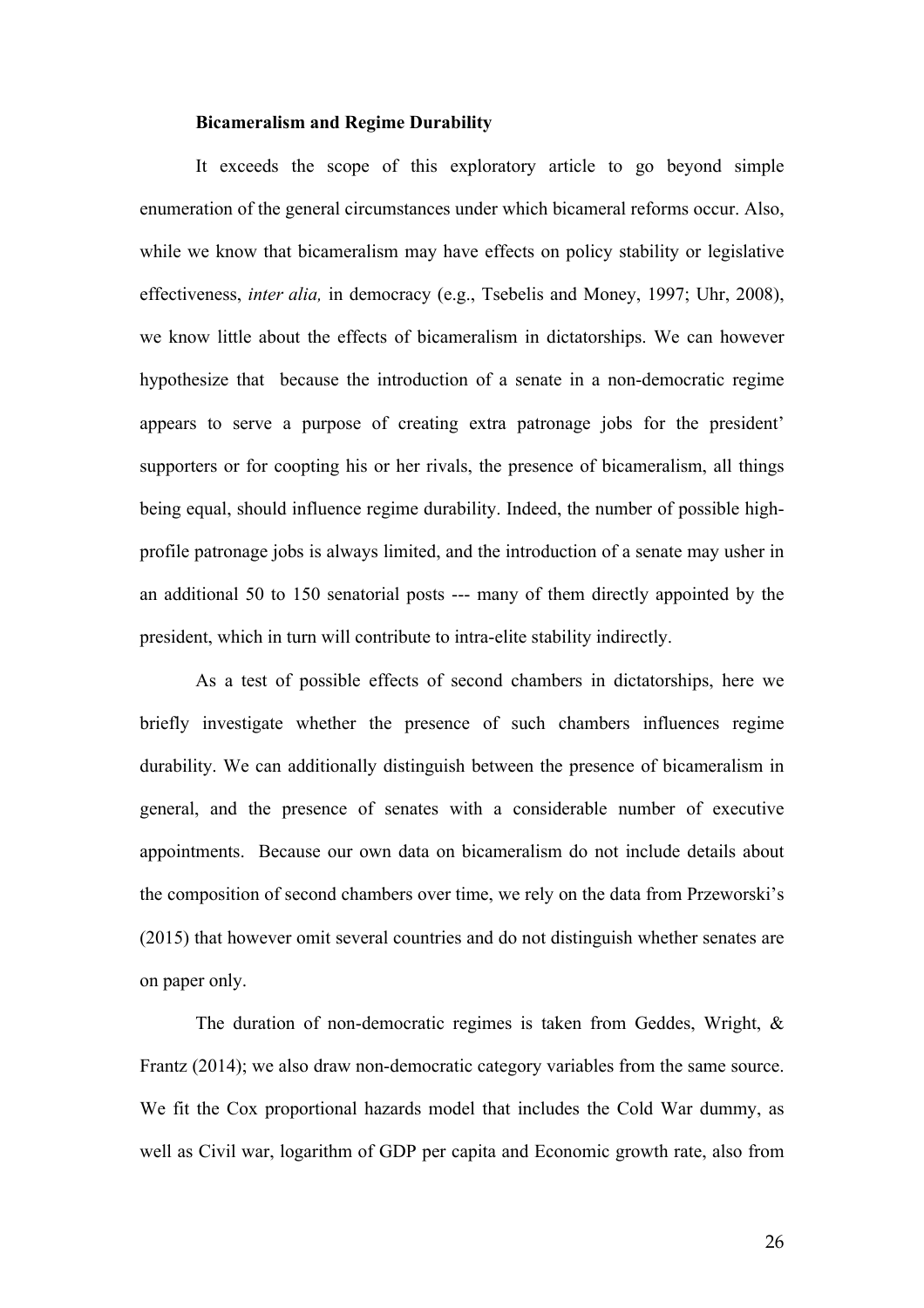### Bicameralism and Regime Durability

It exceeds the scope of this exploratory article to go beyond simple enumeration of the general circumstances under which bicameral reforms occur. Also, while we know that bicameralism may have effects on policy stability or legislative effectiveness, *inter alia,* in democracy (e.g., Tsebelis and Money, 1997; Uhr, 2008), we know little about the effects of bicameralism in dictatorships. We can however hypothesize that because the introduction of a senate in a non-democratic regime appears to serve a purpose of creating extra patronage jobs for the president' supporters or for coopting his or her rivals, the presence of bicameralism, all things being equal, should influence regime durability. Indeed, the number of possible high-profile patronage jobs is always limited, and the introduction of a senate may usher in an additional 50 to 150 senatorial posts --- many of them directly appointed by the president, which in turn will contribute to intra-elite stability indirectly.

As a test of possible effects of second chambers in dictatorships, here we briefly investigate whether the presence of such chambers influences regime durability. We can additionally distinguish between the presence of bicameralism in general, and the presence of senates with a considerable number of executive appointments. Because our own data on bicameralism do not include details about the composition of second chambers over time, we rely on the data from Przeworski's (2015) that however omit several countries and do not distinguish whether senates are on paper only.

The duration of non-democratic regimes is taken from Geddes, Wright, & Frantz (2014); we also draw non-democratic category variables from the same source. We fit the Cox proportional hazards model that includes the Cold War dummy, as well as Civil war, logarithm of GDP per capita and Economic growth rate, also from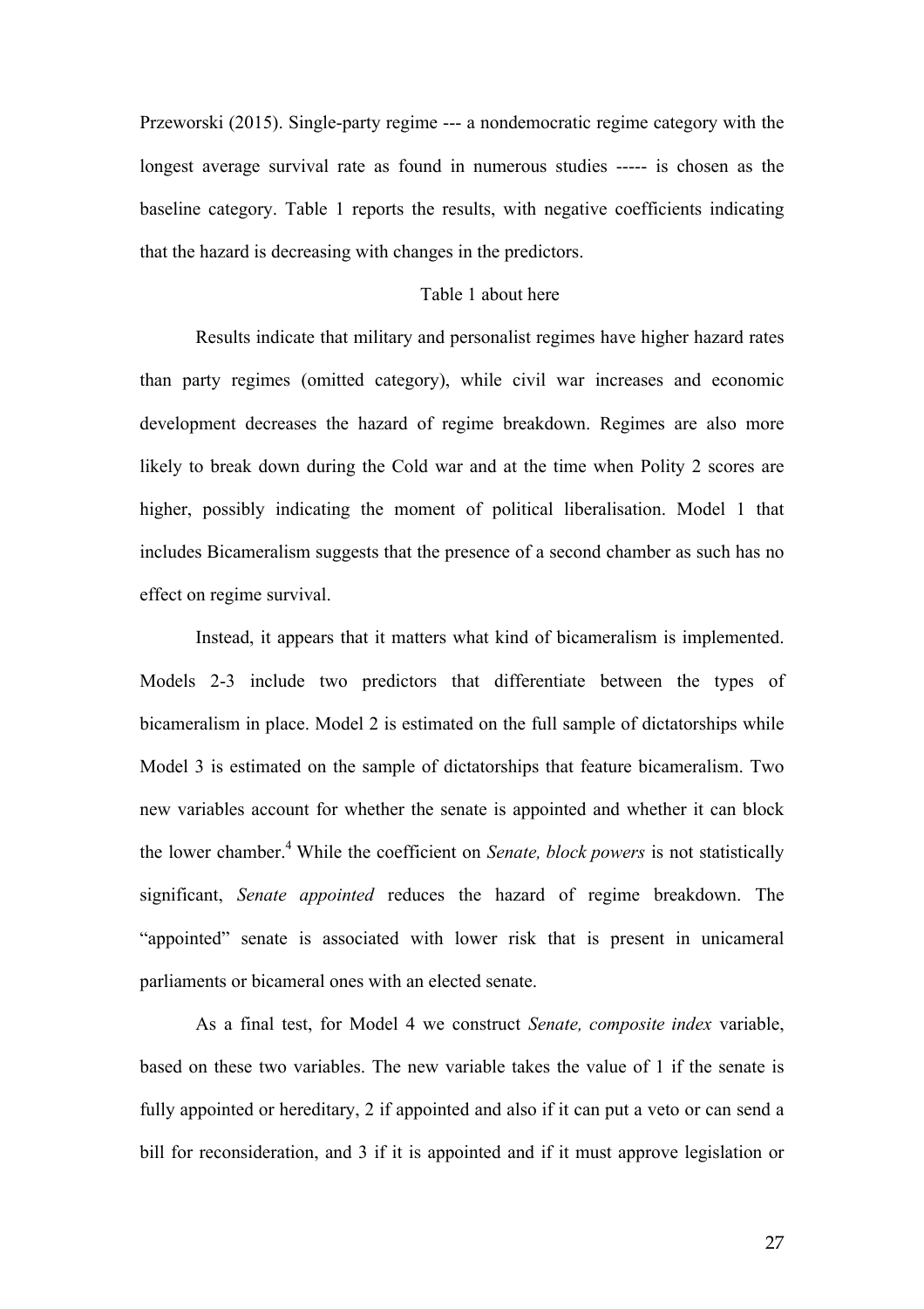Przeworski (2015). Single-party regime --- a nondemocratic regime category with the longest average survival rate as found in numerous studies ----- is chosen as the baseline category. Table 1 reports the results, with negative coefficients indicating that the hazard is decreasing with changes in the predictors.

Table 1 about here

Results indicate that military and personalist regimes have higher hazard rates than party regimes (omitted category), while civil war increases and economic development decreases the hazard of regime breakdown. Regimes are also more likely to break down during the Cold war and at the time when Polity 2 scores are higher, possibly indicating the moment of political liberalisation. Model 1 that includes Bicameralism suggests that the presence of a second chamber as such has no effect on regime survival.

Instead, it appears that it matters what kind of bicameralism is implemented. Models 2-3 include two predictors that differentiate between the types of bicameralism in place. Model 2 is estimated on the full sample of dictatorships while Model 3 is estimated on the sample of dictatorships that feature bicameralism. Two new variables account for whether the senate is appointed and whether it can block the lower chamber.[4] While the coefficient on *Senate, block powers* is not statistically significant, *Senate appointed* reduces the hazard of regime breakdown. The "appointed" senate is associated with lower risk that is present in unicameral parliaments or bicameral ones with an elected senate.

As a final test, for Model 4 we construct *Senate, composite index* variable, based on these two variables. The new variable takes the value of 1 if the senate is fully appointed or hereditary, 2 if appointed and also if it can put a veto or can send a bill for reconsideration, and 3 if it is appointed and if it must approve legislation or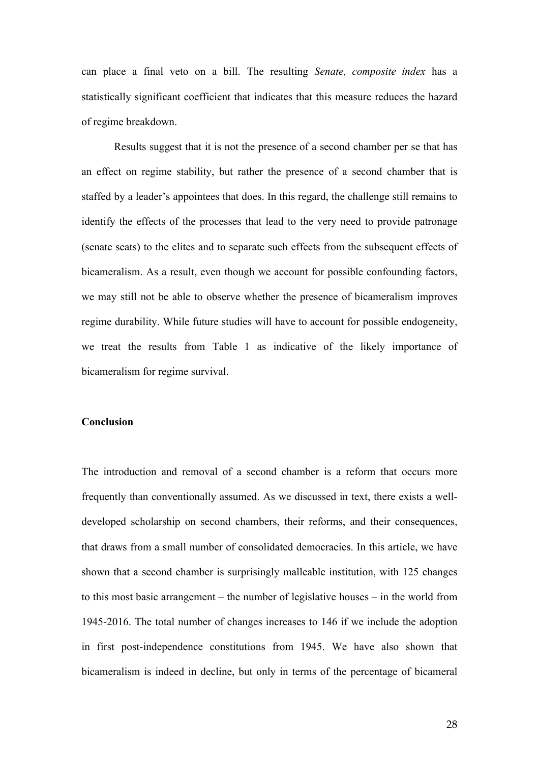can place a final veto on a bill. The resulting *Senate, composite index* has a statistically significant coefficient that indicates that this measure reduces the hazard of regime breakdown.

Results suggest that it is not the presence of a second chamber per se that has an effect on regime stability, but rather the presence of a second chamber that is staffed by a leader's appointees that does. In this regard, the challenge still remains to identify the effects of the processes that lead to the very need to provide patronage (senate seats) to the elites and to separate such effects from the subsequent effects of bicameralism. As a result, even though we account for possible confounding factors, we may still not be able to observe whether the presence of bicameralism improves regime durability. While future studies will have to account for possible endogeneity, we treat the results from Table 1 as indicative of the likely importance of bicameralism for regime survival.

**Conclusion**

The introduction and removal of a second chamber is a reform that occurs more frequently than conventionally assumed. As we discussed in text, there exists a well-developed scholarship on second chambers, their reforms, and their consequences, that draws from a small number of consolidated democracies. In this article, we have shown that a second chamber is surprisingly malleable institution, with 125 changes to this most basic arrangement – the number of legislative houses – in the world from 1945-2016. The total number of changes increases to 146 if we include the adoption in first post-independence constitutions from 1945. We have also shown that bicameralism is indeed in decline, but only in terms of the percentage of bicameral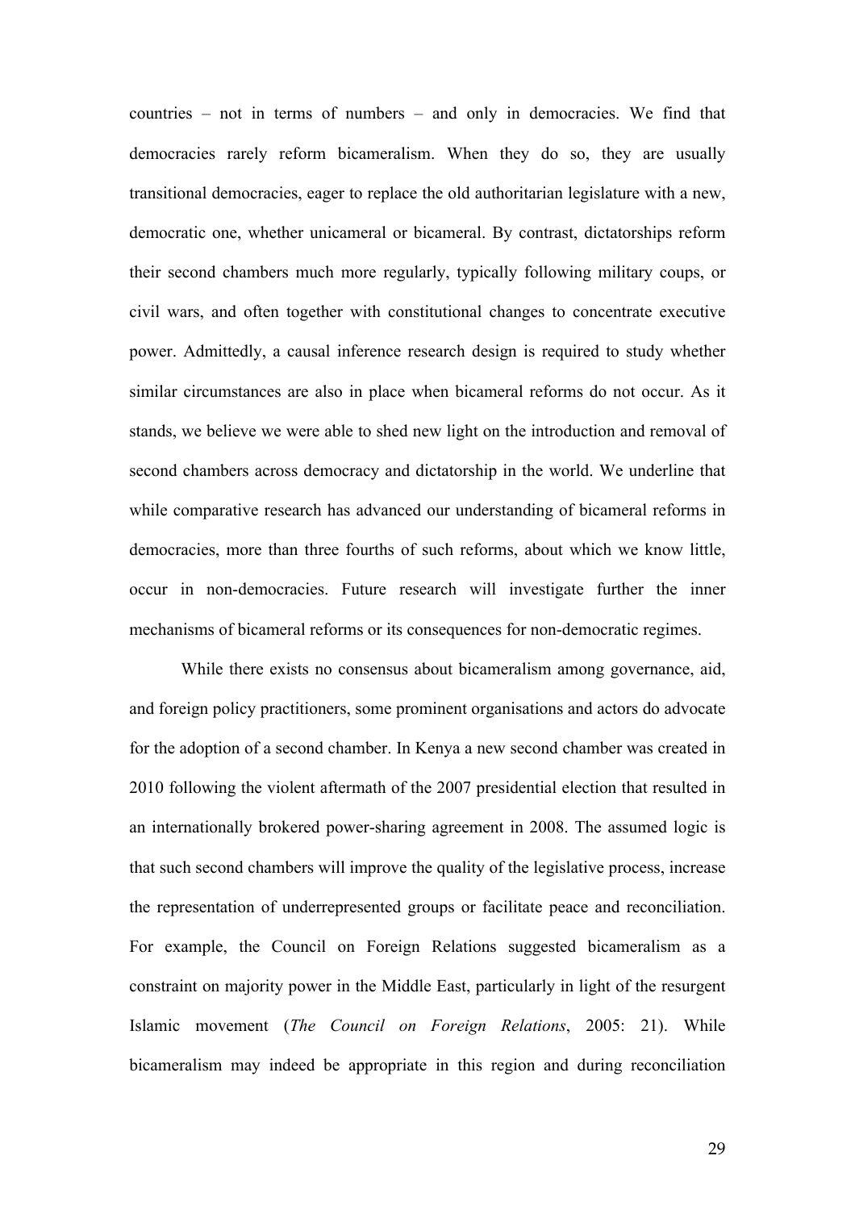countries – not in terms of numbers – and only in democracies. We find that democracies rarely reform bicameralism. When they do so, they are usually transitional democracies, eager to replace the old authoritarian legislature with a new, democratic one, whether unicameral or bicameral. By contrast, dictatorships reform their second chambers much more regularly, typically following military coups, or civil wars, and often together with constitutional changes to concentrate executive power. Admittedly, a causal inference research design is required to study whether similar circumstances are also in place when bicameral reforms do not occur. As it stands, we believe we were able to shed new light on the introduction and removal of second chambers across democracy and dictatorship in the world. We underline that while comparative research has advanced our understanding of bicameral reforms in democracies, more than three fourths of such reforms, about which we know little, occur in non-democracies. Future research will investigate further the inner mechanisms of bicameral reforms or its consequences for non-democratic regimes.

While there exists no consensus about bicameralism among governance, aid, and foreign policy practitioners, some prominent organisations and actors do advocate for the adoption of a second chamber. In Kenya a new second chamber was created in 2010 following the violent aftermath of the 2007 presidential election that resulted in an internationally brokered power-sharing agreement in 2008. The assumed logic is that such second chambers will improve the quality of the legislative process, increase the representation of underrepresented groups or facilitate peace and reconciliation. For example, the Council on Foreign Relations suggested bicameralism as a constraint on majority power in the Middle East, particularly in light of the resurgent Islamic movement (*The Council on Foreign Relations*, 2005: 21). While bicameralism may indeed be appropriate in this region and during reconciliation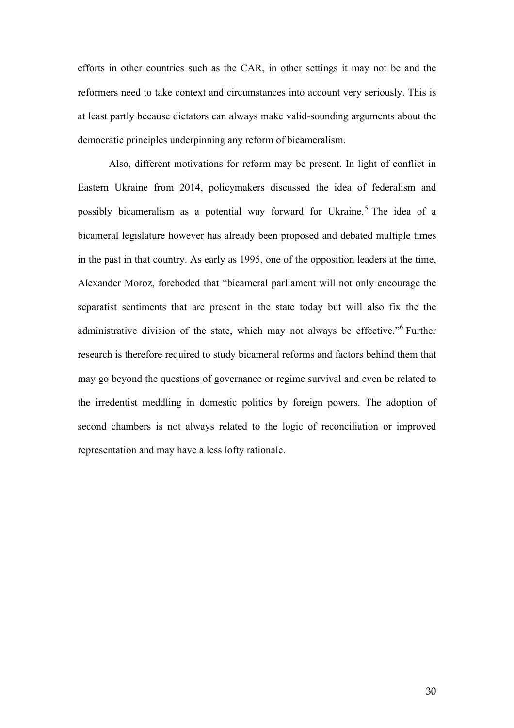efforts in other countries such as the CAR, in other settings it may not be and the reformers need to take context and circumstances into account very seriously. This is at least partly because dictators can always make valid-sounding arguments about the democratic principles underpinning any reform of bicameralism.

Also, different motivations for reform may be present. In light of conflict in Eastern Ukraine from 2014, policymakers discussed the idea of federalism and possibly bicameralism as a potential way forward for Ukraine.[5] The idea of a bicameral legislature however has already been proposed and debated multiple times in the past in that country. As early as 1995, one of the opposition leaders at the time, Alexander Moroz, foreboded that "bicameral parliament will not only encourage the separatist sentiments that are present in the state today but will also fix the the administrative division of the state, which may not always be effective."[6] Further research is therefore required to study bicameral reforms and factors behind them that may go beyond the questions of governance or regime survival and even be related to the irredentist meddling in domestic politics by foreign powers. The adoption of second chambers is not always related to the logic of reconciliation or improved representation and may have a less lofty rationale.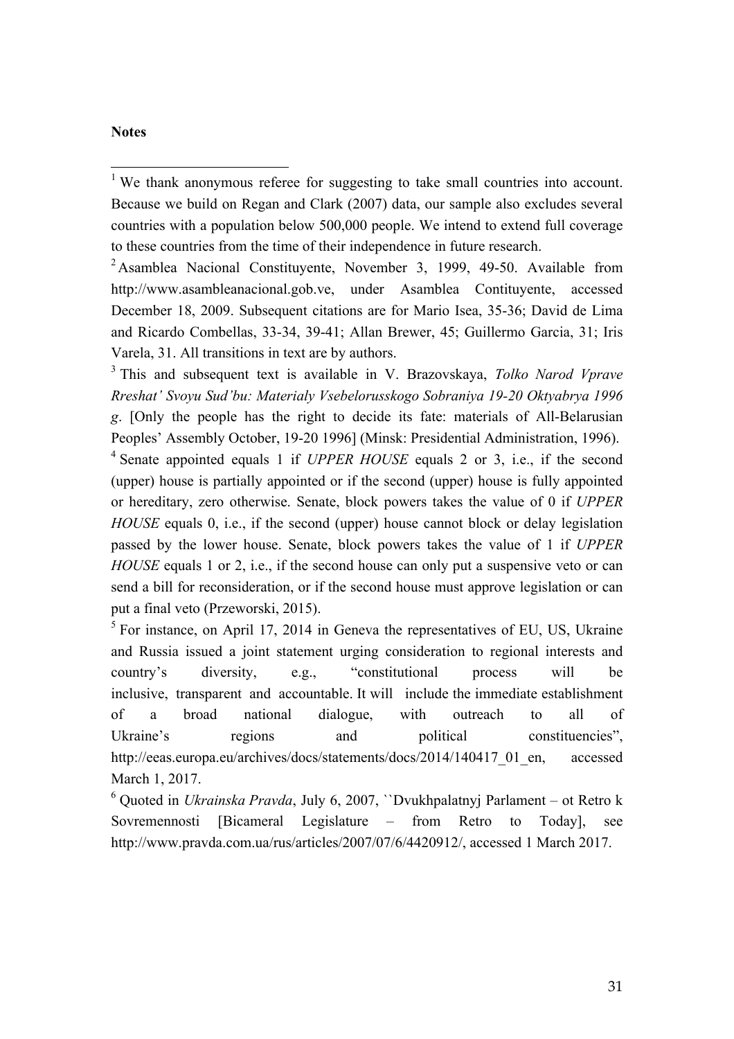**Notes**

[1] We thank anonymous referee for suggesting to take small countries into account. Because we build on Regan and Clark (2007) data, our sample also excludes several countries with a population below 500,000 people. We intend to extend full coverage to these countries from the time of their independence in future research.

[2] Asamblea Nacional Constituyente, November 3, 1999, 49-50. Available from http://www.asambleanacional.gob.ve, under Asamblea Contituyente, accessed December 18, 2009. Subsequent citations are for Mario Isea, 35-36; David de Lima and Ricardo Combellas, 33-34, 39-41; Allan Brewer, 45; Guillermo Garcia, 31; Iris Varela, 31. All transitions in text are by authors.

[3] This and subsequent text is available in V. Brazovskaya, *Tolko Narod Vprave Rreshat' Svoyu Sud'bu: Materialy Vsebelorusskogo Sobraniya 19-20 Oktyabrya 1996 g*. [Only the people has the right to decide its fate: materials of All-Belarusian Peoples' Assembly October, 19-20 1996] (Minsk: Presidential Administration, 1996).

[4] Senate appointed equals 1 if *UPPER HOUSE* equals 2 or 3, i.e., if the second (upper) house is partially appointed or if the second (upper) house is fully appointed or hereditary, zero otherwise. Senate, block powers takes the value of 0 if *UPPER HOUSE* equals 0, i.e., if the second (upper) house cannot block or delay legislation passed by the lower house. Senate, block powers takes the value of 1 if *UPPER HOUSE* equals 1 or 2, i.e., if the second house can only put a suspensive veto or can send a bill for reconsideration, or if the second house must approve legislation or can put a final veto (Przeworski, 2015).

[5] For instance, on April 17, 2014 in Geneva the representatives of EU, US, Ukraine and Russia issued a joint statement urging consideration to regional interests and country's diversity, e.g., "constitutional process will be inclusive, transparent and accountable. It will include the immediate establishment of a broad national dialogue, with outreach to all of Ukraine's regions and political constituencies", http://eeas.europa.eu/archives/docs/statements/docs/2014/140417_01_en, accessed March 1, 2017.

[6] Quoted in *Ukrainska Pravda*, July 6, 2007, ``Dvukhpalatnyj Parlament – ot Retro k Sovremennosti [Bicameral Legislature – from Retro to Today], see http://www.pravda.com.ua/rus/articles/2007/07/6/4420912/, accessed 1 March 2017.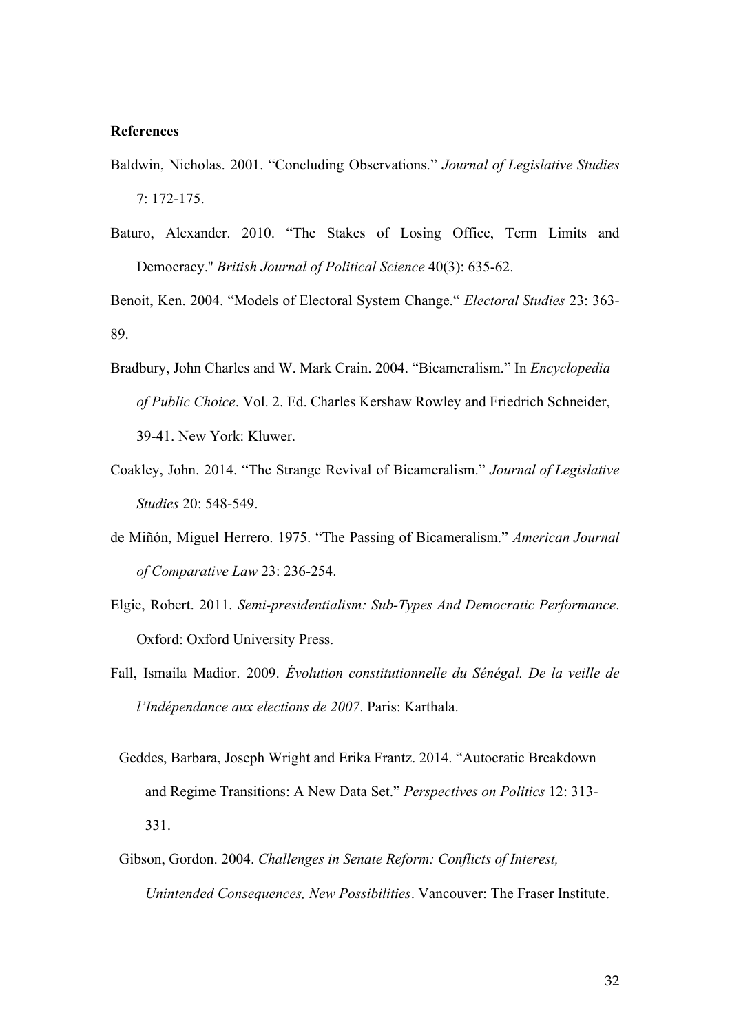**References**

Baldwin, Nicholas. 2001. "Concluding Observations." *Journal of Legislative Studies* 7: 172-175.

Baturo, Alexander. 2010. "The Stakes of Losing Office, Term Limits and Democracy." *British Journal of Political Science* 40(3): 635-62.

Benoit, Ken. 2004. "Models of Electoral System Change." *Electoral Studies* 23: 363-89.

Bradbury, John Charles and W. Mark Crain. 2004. "Bicameralism." In *Encyclopedia of Public Choice*. Vol. 2. Ed. Charles Kershaw Rowley and Friedrich Schneider, 39-41. New York: Kluwer.

Coakley, John. 2014. "The Strange Revival of Bicameralism." *Journal of Legislative Studies* 20: 548-549.

de Miñón, Miguel Herrero. 1975. "The Passing of Bicameralism." *American Journal of Comparative Law* 23: 236-254.

Elgie, Robert. 2011. *Semi-presidentialism: Sub-Types And Democratic Performance*. Oxford: Oxford University Press.

Fall, Ismaila Madior. 2009. *Évolution constitutionnelle du Sénégal. De la veille de l'Indépendance aux elections de 2007*. Paris: Karthala.

Geddes, Barbara, Joseph Wright and Erika Frantz. 2014. "Autocratic Breakdown and Regime Transitions: A New Data Set." *Perspectives on Politics* 12: 313-331.

Gibson, Gordon. 2004. *Challenges in Senate Reform: Conflicts of Interest, Unintended Consequences, New Possibilities*. Vancouver: The Fraser Institute.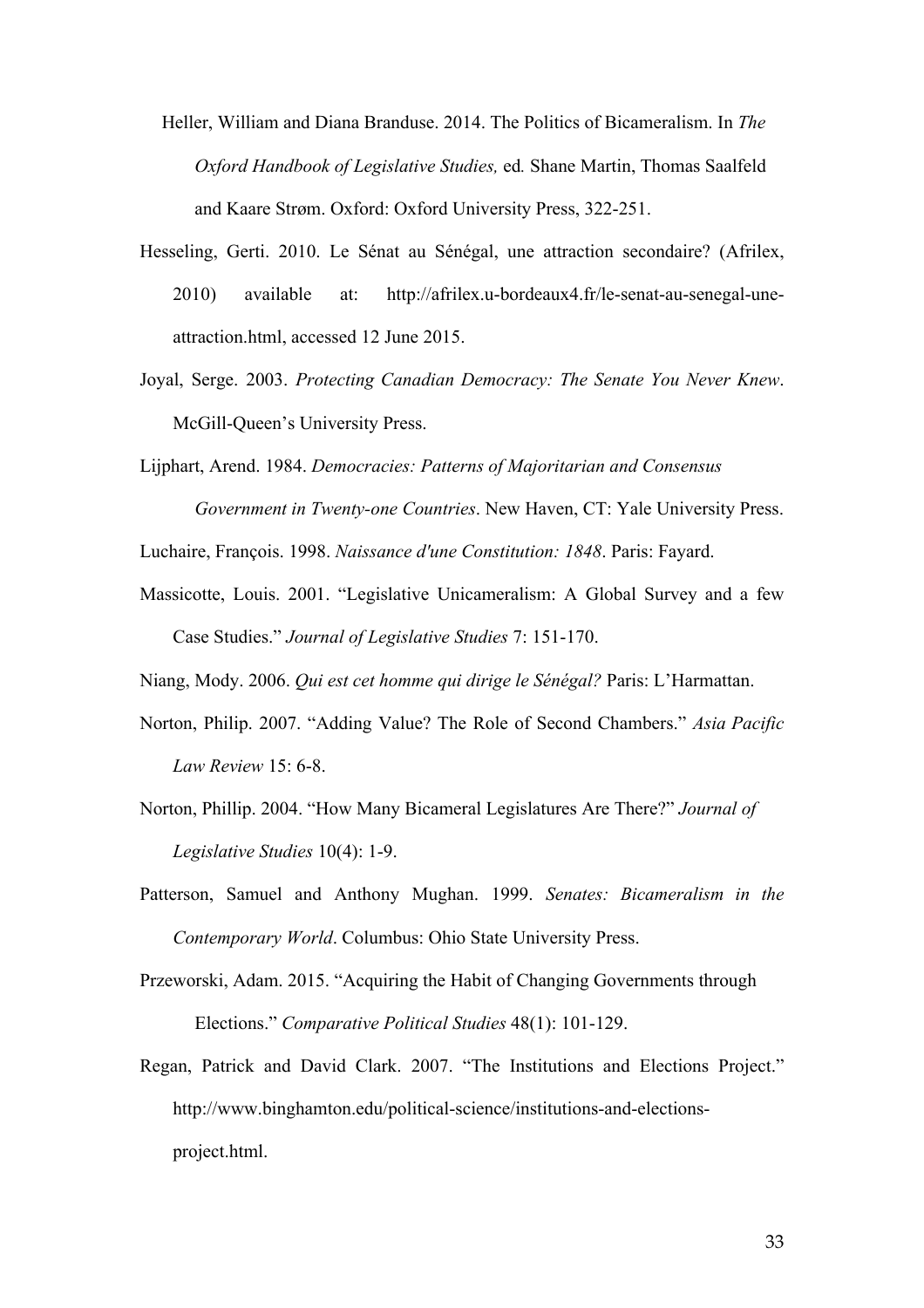Heller, William and Diana Branduse. 2014. The Politics of Bicameralism. In *The Oxford Handbook of Legislative Studies,* ed*.* Shane Martin, Thomas Saalfeld and Kaare Strøm. Oxford: Oxford University Press, 322-251.

Hesseling, Gerti. 2010. Le Sénat au Sénégal, une attraction secondaire? (Afrilex, 2010) available at: http://afrilex.u-bordeaux4.fr/le-senat-au-senegal-une-attraction.html, accessed 12 June 2015.

Joyal, Serge. 2003. *Protecting Canadian Democracy: The Senate You Never Knew*. McGill-Queen's University Press.

Lijphart, Arend. 1984. *Democracies: Patterns of Majoritarian and Consensus Government in Twenty-one Countries*. New Haven, CT: Yale University Press.

Luchaire, François. 1998. *Naissance d'une Constitution: 1848*. Paris: Fayard.

Massicotte, Louis. 2001. "Legislative Unicameralism: A Global Survey and a few Case Studies." *Journal of Legislative Studies* 7: 151-170.

Niang, Mody. 2006. *Qui est cet homme qui dirige le Sénégal?* Paris: L'Harmattan.

Norton, Philip. 2007. "Adding Value? The Role of Second Chambers." *Asia Pacific Law Review* 15: 6-8.

Norton, Phillip. 2004. "How Many Bicameral Legislatures Are There?" *Journal of Legislative Studies* 10(4): 1-9.

Patterson, Samuel and Anthony Mughan. 1999. *Senates: Bicameralism in the Contemporary World*. Columbus: Ohio State University Press.

Przeworski, Adam. 2015. "Acquiring the Habit of Changing Governments through Elections." *Comparative Political Studies* 48(1): 101-129.

Regan, Patrick and David Clark. 2007. "The Institutions and Elections Project." http://www.binghamton.edu/political-science/institutions-and-elections-project.html.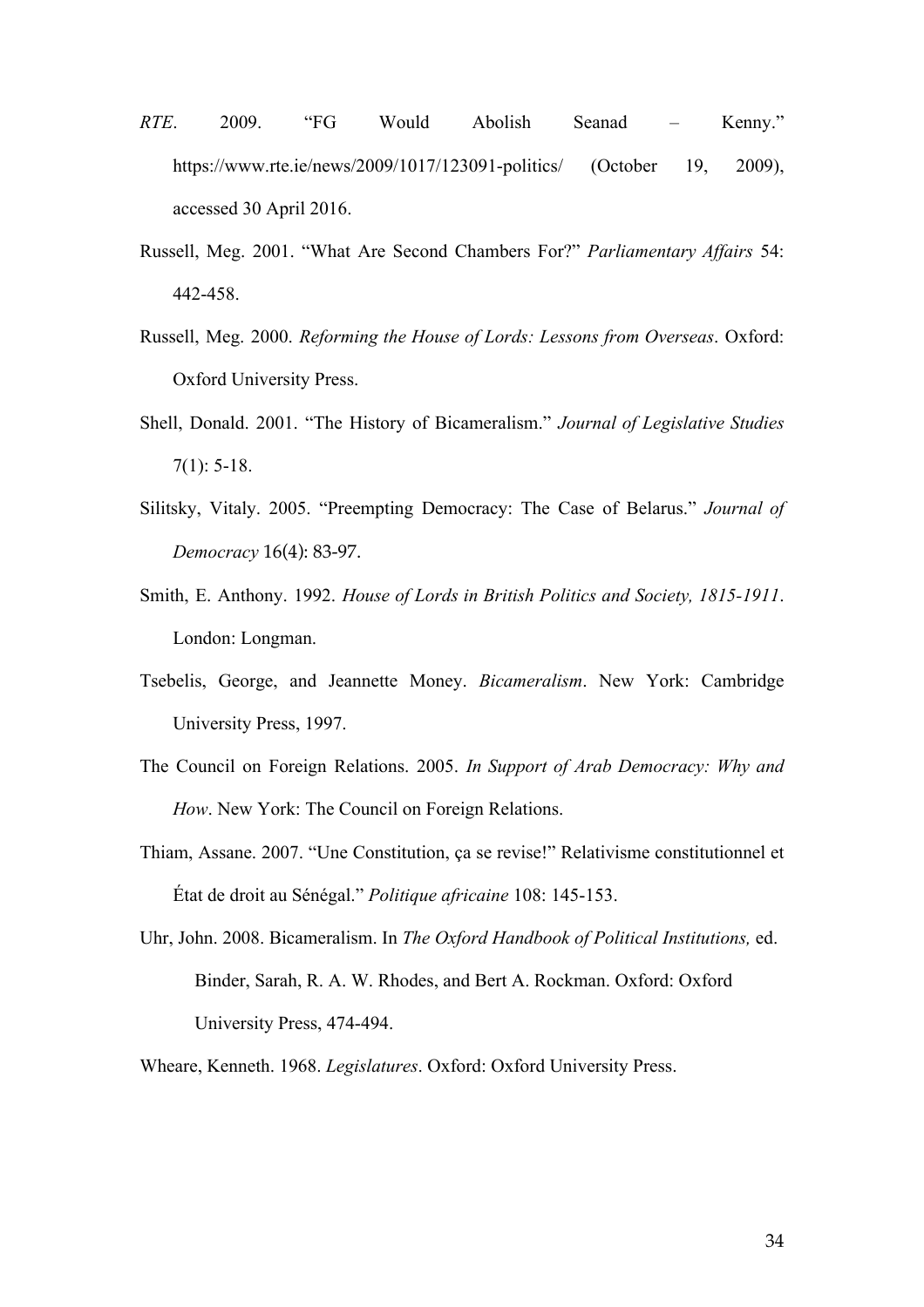*RTE*. 2009. “FG Would Abolish Seanad – Kenny.” https://www.rte.ie/news/2009/1017/123091-politics/ (October 19, 2009), accessed 30 April 2016.

Russell, Meg. 2001. “What Are Second Chambers For?” *Parliamentary Affairs* 54: 442-458.

Russell, Meg. 2000. *Reforming the House of Lords: Lessons from Overseas*. Oxford: Oxford University Press.

Shell, Donald. 2001. “The History of Bicameralism.” *Journal of Legislative Studies* 7(1): 5-18.

Silitsky, Vitaly. 2005. “Preempting Democracy: The Case of Belarus.” *Journal of Democracy* 16(4): 83-97.

Smith, E. Anthony. 1992. *House of Lords in British Politics and Society, 1815-1911*. London: Longman.

Tsebelis, George, and Jeannette Money. *Bicameralism*. New York: Cambridge University Press, 1997.

The Council on Foreign Relations. 2005. *In Support of Arab Democracy: Why and How*. New York: The Council on Foreign Relations.

Thiam, Assane. 2007. “Une Constitution, ça se revise!” Relativisme constitutionnel et État de droit au Sénégal.” *Politique africaine* 108: 145-153.

Uhr, John. 2008. Bicameralism. In *The Oxford Handbook of Political Institutions,* ed. Binder, Sarah, R. A. W. Rhodes, and Bert A. Rockman. Oxford: Oxford University Press, 474-494.

Wheare, Kenneth. 1968. *Legislatures*. Oxford: Oxford University Press.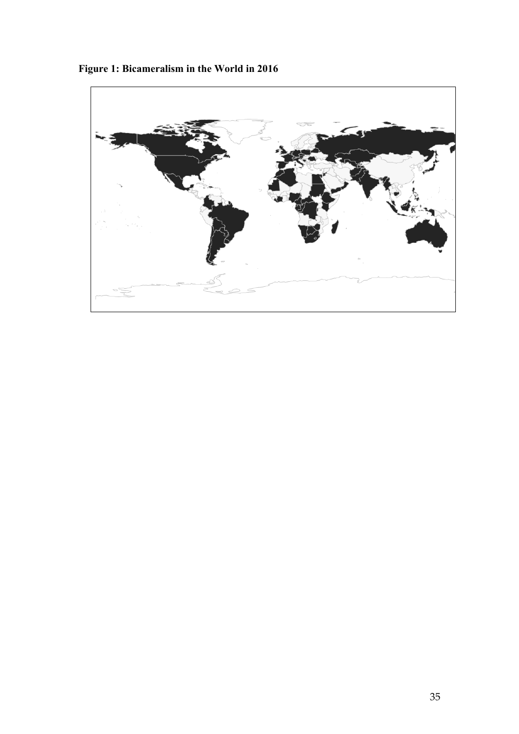**Figure 1: Bicameralism in the World in 2016**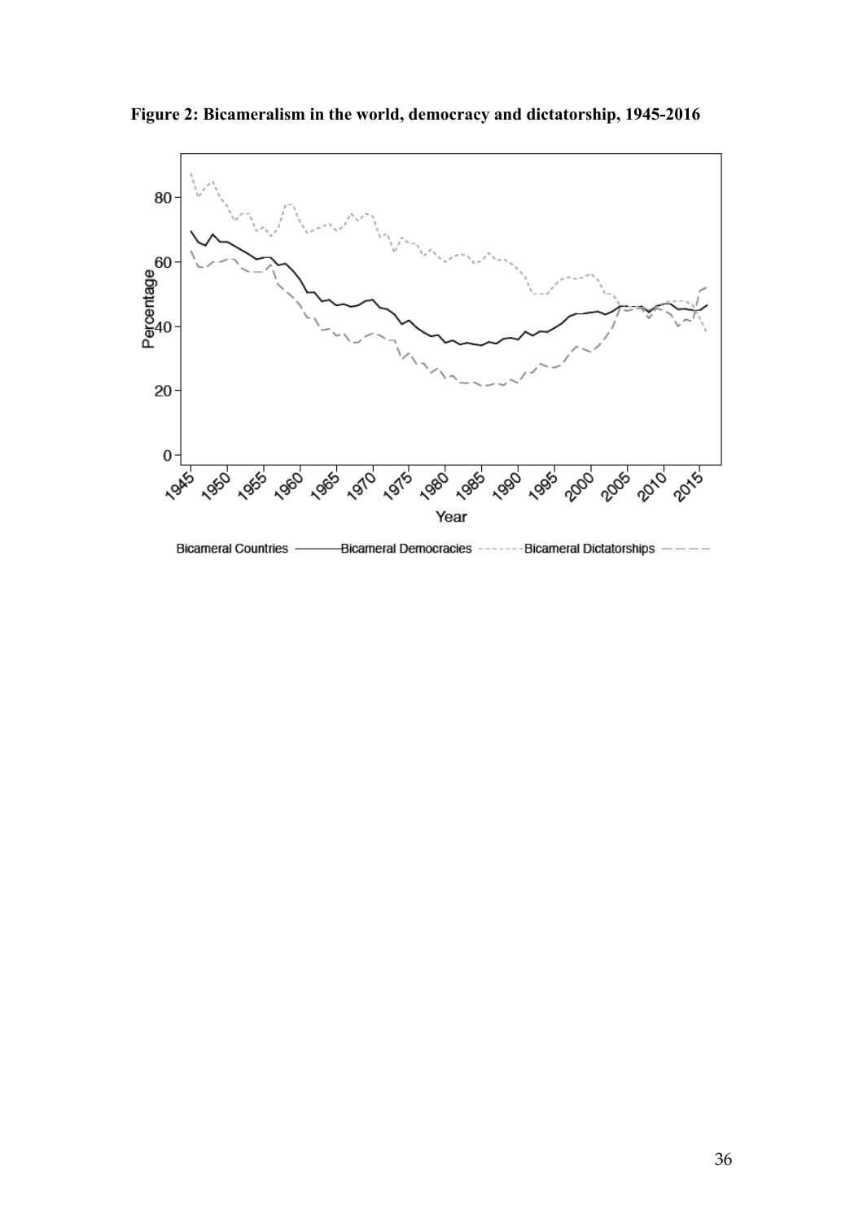**Figure 2: Bicameralism in the world, democracy and dictatorship, 1945-2016**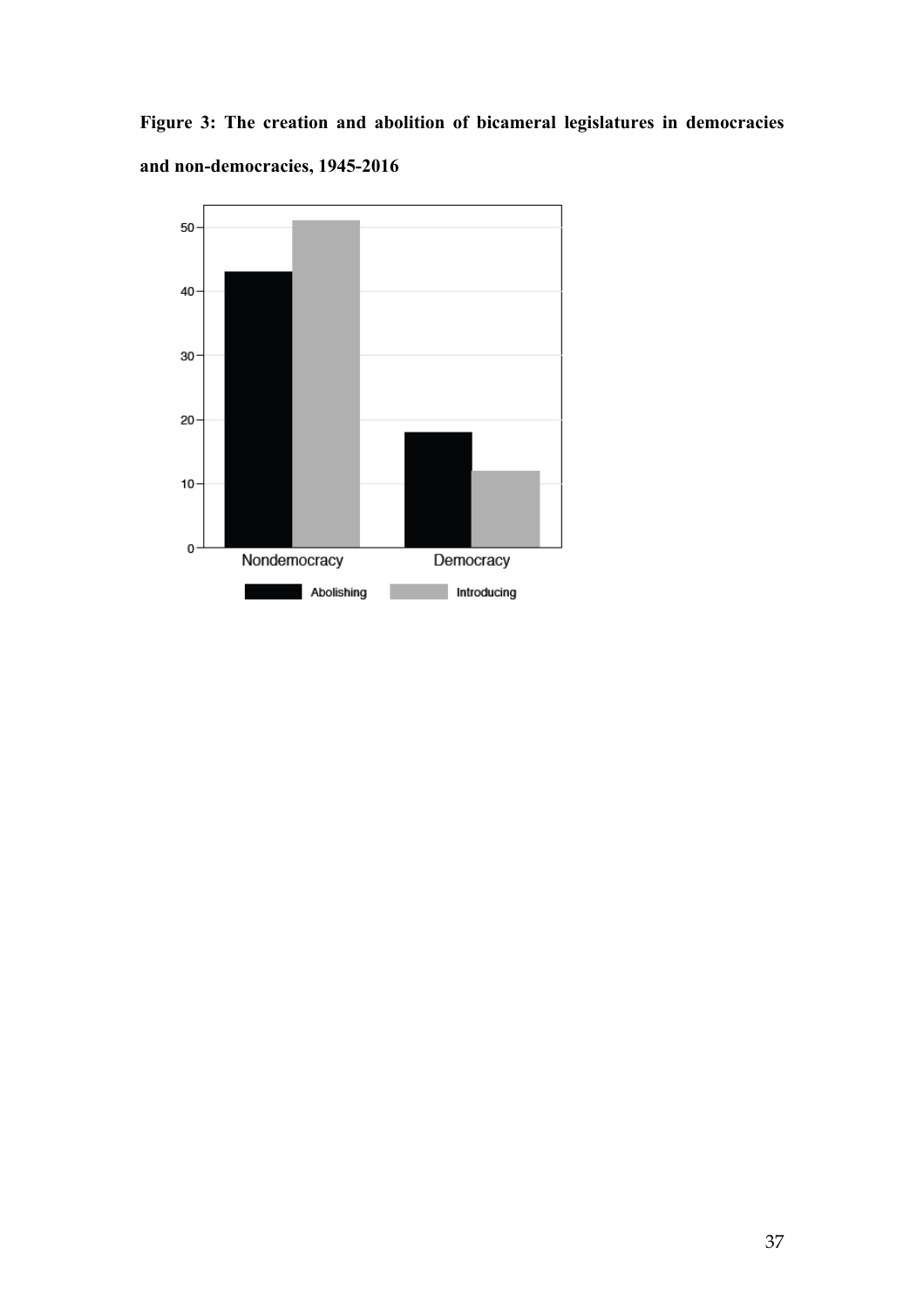**Figure 3: The creation and abolition of bicameral legislatures in democracies and non-democracies, 1945-2016**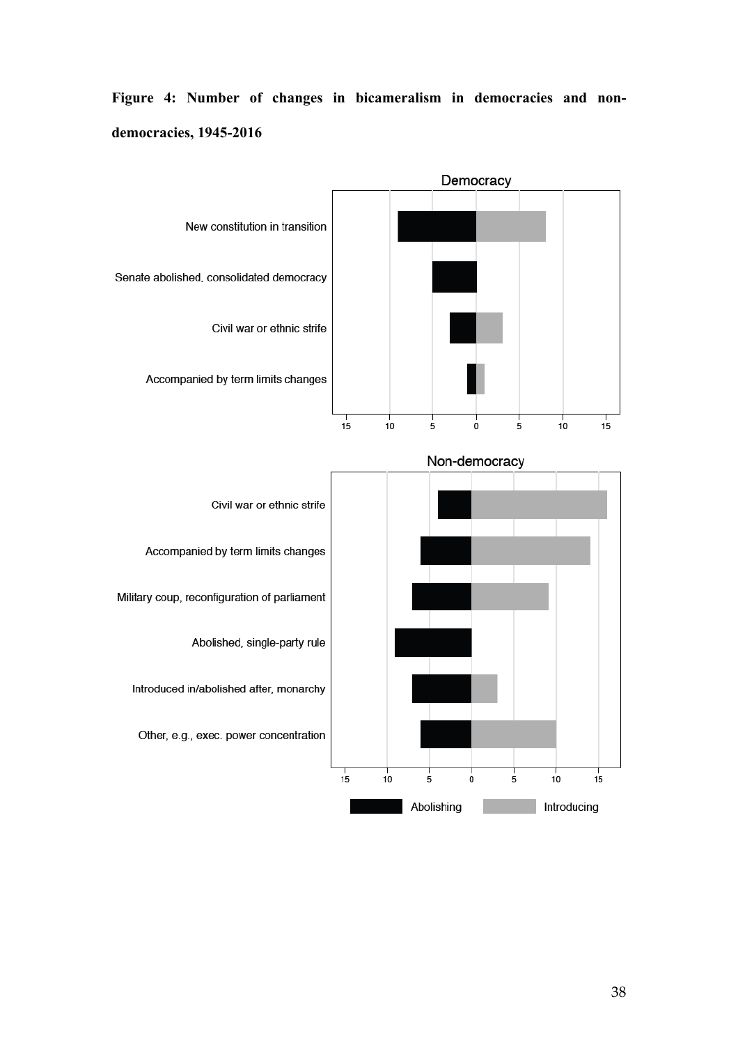**Figure 4: Number of changes in bicameralism in democracies and non-democracies, 1945-2016**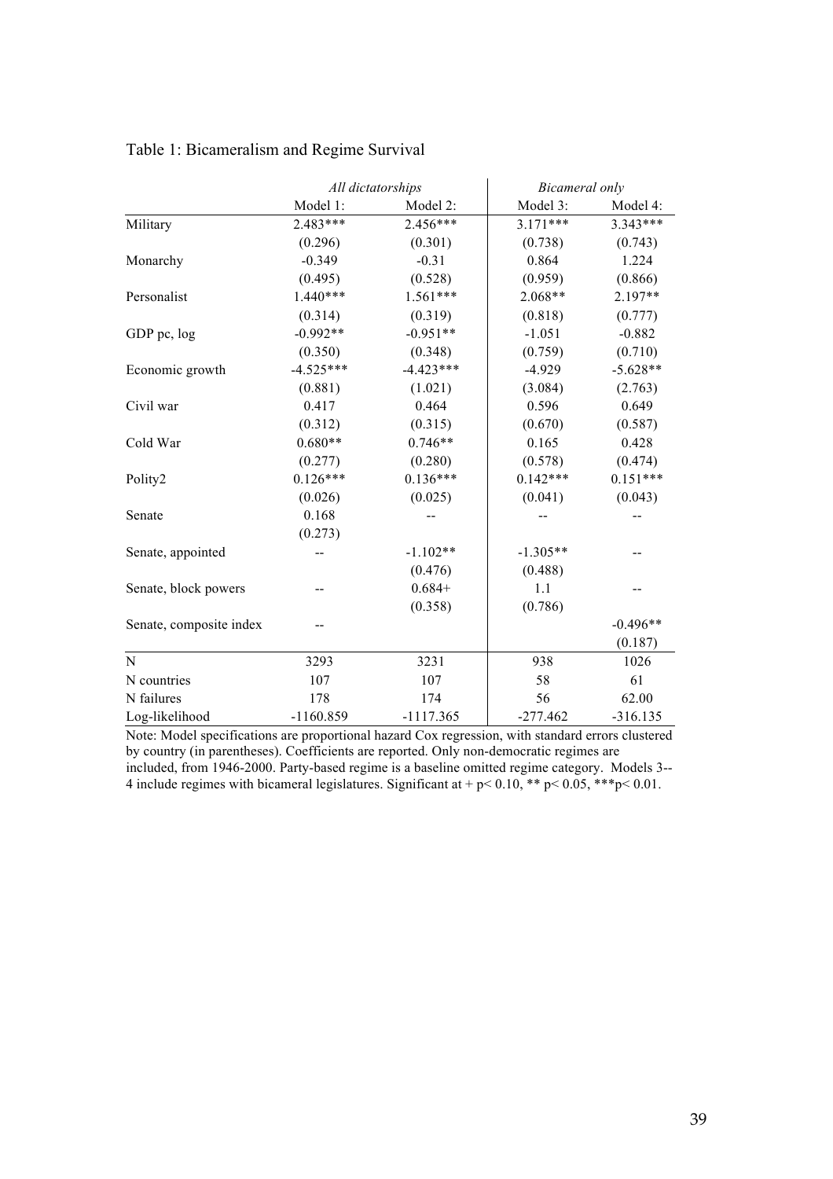Table 1: Bicameralism and Regime Survival

| | *All dictatorships* | | *Bicameral only* | |
|---|---|---|---|---|
| | Model 1: | Model 2: | Model 3: | Model 4: |
| Military | 2.483*** | 2.456*** | 3.171*** | 3.343*** |
| | (0.296) | (0.301) | (0.738) | (0.743) |
| Monarchy | -0.349 | -0.31 | 0.864 | 1.224 |
| | (0.495) | (0.528) | (0.959) | (0.866) |
| Personalist | 1.440*** | 1.561*** | 2.068** | 2.197** |
| | (0.314) | (0.319) | (0.818) | (0.777) |
| GDP pc, log | -0.992** | -0.951** | -1.051 | -0.882 |
| | (0.350) | (0.348) | (0.759) | (0.710) |
| Economic growth | -4.525*** | -4.423*** | -4.929 | -5.628** |
| | (0.881) | (1.021) | (3.084) | (2.763) |
| Civil war | 0.417 | 0.464 | 0.596 | 0.649 |
| | (0.312) | (0.315) | (0.670) | (0.587) |
| Cold War | 0.680** | 0.746** | 0.165 | 0.428 |
| | (0.277) | (0.280) | (0.578) | (0.474) |
| Polity2 | 0.126*** | 0.136*** | 0.142*** | 0.151*** |
| | (0.026) | (0.025) | (0.041) | (0.043) |
| Senate | 0.168 | -- | -- | -- |
| | (0.273) | | | |
| Senate, appointed | -- | -1.102** | -1.305** | -- |
| | | (0.476) | (0.488) | |
| Senate, block powers | -- | 0.684+ | 1.1 | -- |
| | | (0.358) | (0.786) | |
| Senate, composite index | -- | | | -0.496** |
| | | | | (0.187) |
| N | 3293 | 3231 | 938 | 1026 |
| N countries | 107 | 107 | 58 | 61 |
| N failures | 178 | 174 | 56 | 62.00 |
| Log-likelihood | -1160.859 | -1117.365 | -277.462 | -316.135 |

Note: Model specifications are proportional hazard Cox regression, with standard errors clustered by country (in parentheses). Coefficients are reported. Only non-democratic regimes are included, from 1946-2000. Party-based regime is a baseline omitted regime category. Models 3--4 include regimes with bicameral legislatures. Significant at + $p< 0.10$, ** $p< 0.05$, *** $p< 0.01$.